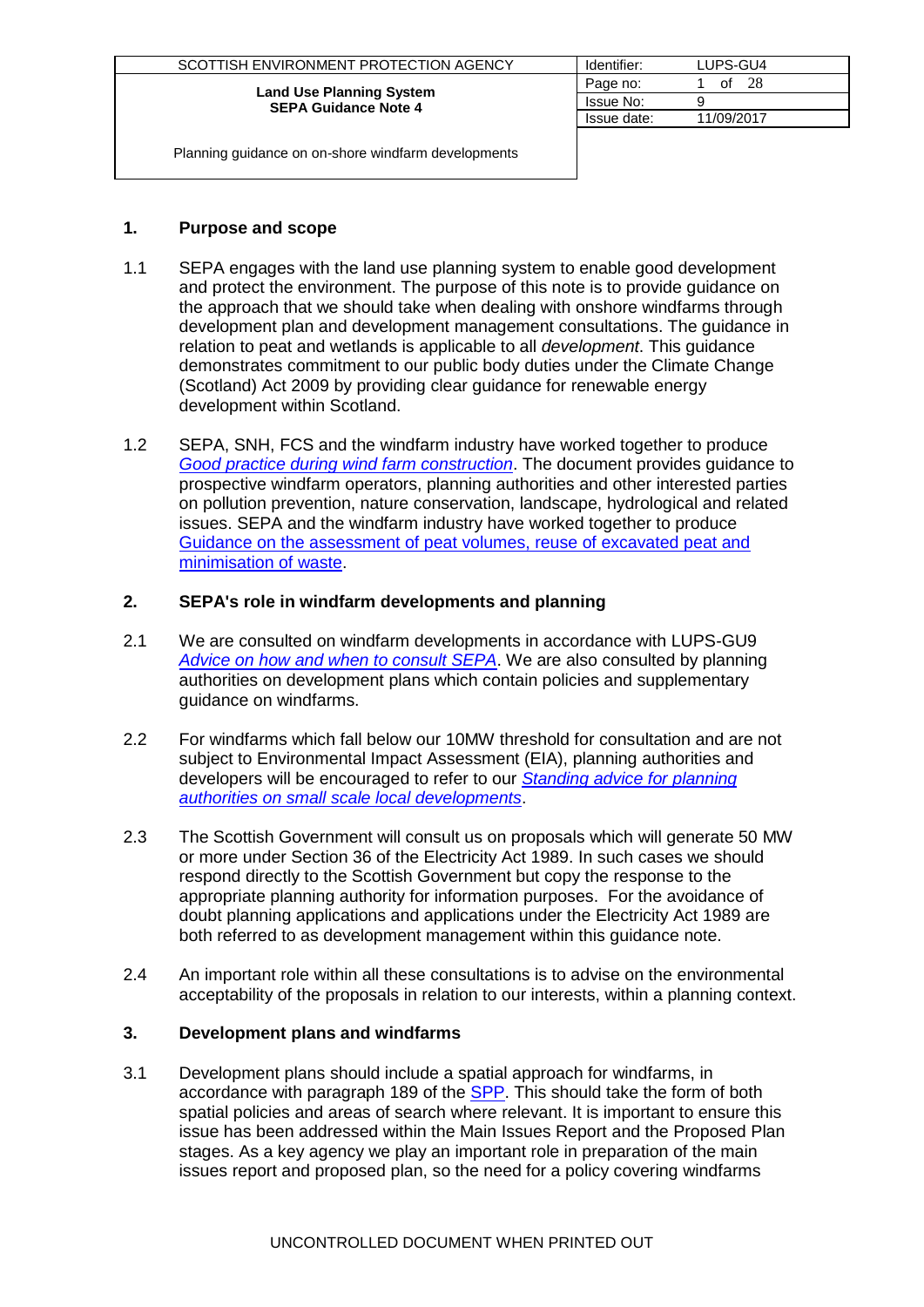| SCOTTISH ENVIRONMENT PROTECTION AGENCY | Identifier: | LUPS-GU4 |
| --- | --- | --- |
| **Land Use Planning System** **SEPA Guidance Note 4** | Page no: | 1 of 28 |
| | Issue No: | 9 |
| | Issue date: | 11/09/2017 |
| Planning guidance on on-shore windfarm developments | | |

## 1. Purpose and scope

1.1 SEPA engages with the land use planning system to enable good development and protect the environment. The purpose of this note is to provide guidance on the approach that we should take when dealing with onshore windfarms through development plan and development management consultations. The guidance in relation to peat and wetlands is applicable to all *development*. This guidance demonstrates commitment to our public body duties under the Climate Change (Scotland) Act 2009 by providing clear guidance for renewable energy development within Scotland.

1.2 SEPA, SNH, FCS and the windfarm industry have worked together to produce *Good practice during wind farm construction*. The document provides guidance to prospective windfarm operators, planning authorities and other interested parties on pollution prevention, nature conservation, landscape, hydrological and related issues. SEPA and the windfarm industry have worked together to produce Guidance on the assessment of peat volumes, reuse of excavated peat and minimisation of waste.

## 2. SEPA's role in windfarm developments and planning

2.1 We are consulted on windfarm developments in accordance with LUPS-GU9 *Advice on how and when to consult SEPA*. We are also consulted by planning authorities on development plans which contain policies and supplementary guidance on windfarms.

2.2 For windfarms which fall below our 10MW threshold for consultation and are not subject to Environmental Impact Assessment (EIA), planning authorities and developers will be encouraged to refer to our *Standing advice for planning authorities on small scale local developments*.

2.3 The Scottish Government will consult us on proposals which will generate 50 MW or more under Section 36 of the Electricity Act 1989. In such cases we should respond directly to the Scottish Government but copy the response to the appropriate planning authority for information purposes. For the avoidance of doubt planning applications and applications under the Electricity Act 1989 are both referred to as development management within this guidance note.

2.4 An important role within all these consultations is to advise on the environmental acceptability of the proposals in relation to our interests, within a planning context.

## 3. Development plans and windfarms

3.1 Development plans should include a spatial approach for windfarms, in accordance with paragraph 189 of the SPP. This should take the form of both spatial policies and areas of search where relevant. It is important to ensure this issue has been addressed within the Main Issues Report and the Proposed Plan stages. As a key agency we play an important role in preparation of the main issues report and proposed plan, so the need for a policy covering windfarms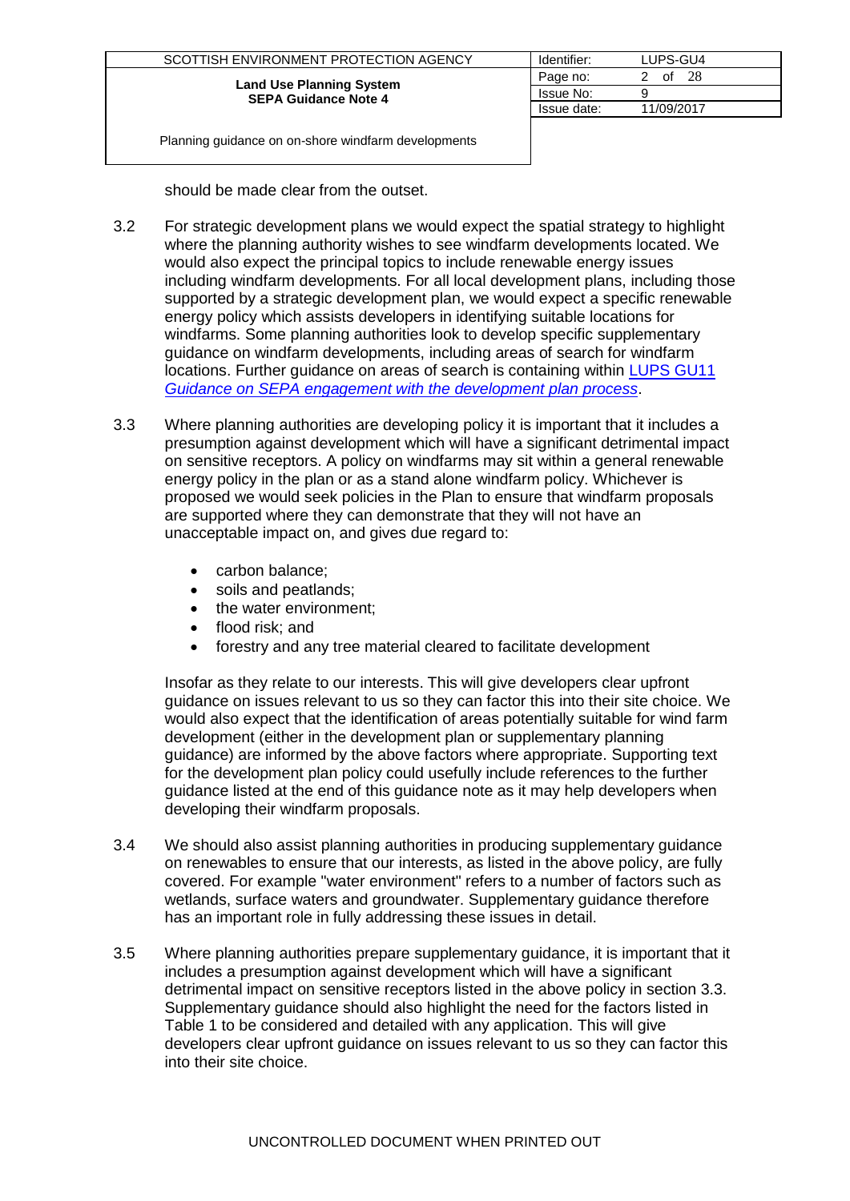should be made clear from the outset.

3.2 For strategic development plans we would expect the spatial strategy to highlight where the planning authority wishes to see windfarm developments located. We would also expect the principal topics to include renewable energy issues including windfarm developments. For all local development plans, including those supported by a strategic development plan, we would expect a specific renewable energy policy which assists developers in identifying suitable locations for windfarms. Some planning authorities look to develop specific supplementary guidance on windfarm developments, including areas of search for windfarm locations. Further guidance on areas of search is containing within [LUPS GU11 *Guidance on SEPA engagement with the development plan process*].

3.3 Where planning authorities are developing policy it is important that it includes a presumption against development which will have a significant detrimental impact on sensitive receptors. A policy on windfarms may sit within a general renewable energy policy in the plan or as a stand alone windfarm policy. Whichever is proposed we would seek policies in the Plan to ensure that windfarm proposals are supported where they can demonstrate that they will not have an unacceptable impact on, and gives due regard to:

- carbon balance;
- soils and peatlands;
- the water environment;
- flood risk; and
- forestry and any tree material cleared to facilitate development

Insofar as they relate to our interests. This will give developers clear upfront guidance on issues relevant to us so they can factor this into their site choice. We would also expect that the identification of areas potentially suitable for wind farm development (either in the development plan or supplementary planning guidance) are informed by the above factors where appropriate. Supporting text for the development plan policy could usefully include references to the further guidance listed at the end of this guidance note as it may help developers when developing their windfarm proposals.

3.4 We should also assist planning authorities in producing supplementary guidance on renewables to ensure that our interests, as listed in the above policy, are fully covered. For example "water environment" refers to a number of factors such as wetlands, surface waters and groundwater. Supplementary guidance therefore has an important role in fully addressing these issues in detail.

3.5 Where planning authorities prepare supplementary guidance, it is important that it includes a presumption against development which will have a significant detrimental impact on sensitive receptors listed in the above policy in section 3.3. Supplementary guidance should also highlight the need for the factors listed in Table 1 to be considered and detailed with any application. This will give developers clear upfront guidance on issues relevant to us so they can factor this into their site choice.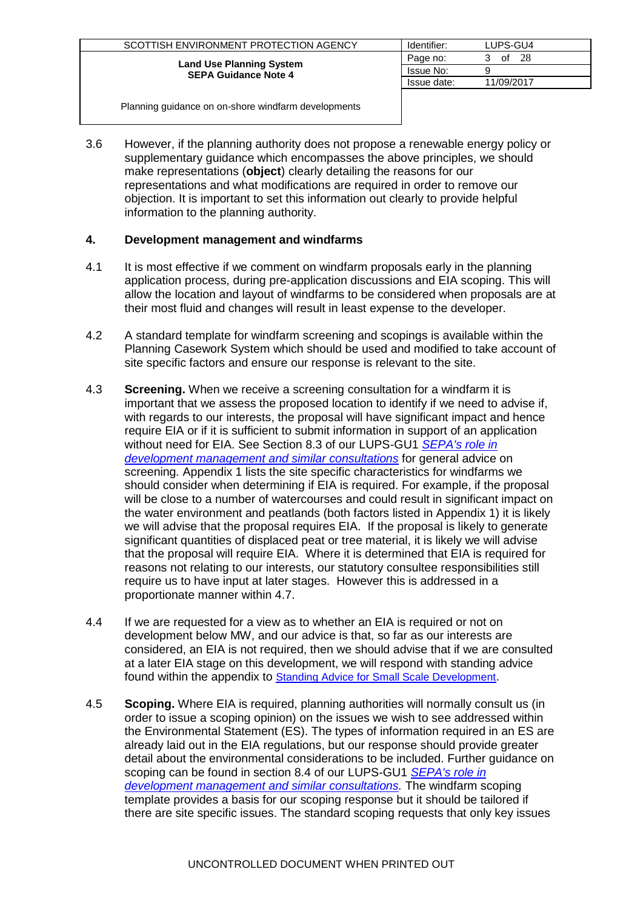3.6 However, if the planning authority does not propose a renewable energy policy or supplementary guidance which encompasses the above principles, we should make representations (**object**) clearly detailing the reasons for our representations and what modifications are required in order to remove our objection. It is important to set this information out clearly to provide helpful information to the planning authority.

## 4. Development management and windfarms

4.1 It is most effective if we comment on windfarm proposals early in the planning application process, during pre-application discussions and EIA scoping. This will allow the location and layout of windfarms to be considered when proposals are at their most fluid and changes will result in least expense to the developer.

4.2 A standard template for windfarm screening and scopings is available within the Planning Casework System which should be used and modified to take account of site specific factors and ensure our response is relevant to the site.

4.3 **Screening.** When we receive a screening consultation for a windfarm it is important that we assess the proposed location to identify if we need to advise if, with regards to our interests, the proposal will have significant impact and hence require EIA or if it is sufficient to submit information in support of an application without need for EIA. See Section 8.3 of our LUPS-GU1 *SEPA's role in development management and similar consultations* for general advice on screening. Appendix 1 lists the site specific characteristics for windfarms we should consider when determining if EIA is required. For example, if the proposal will be close to a number of watercourses and could result in significant impact on the water environment and peatlands (both factors listed in Appendix 1) it is likely we will advise that the proposal requires EIA. If the proposal is likely to generate significant quantities of displaced peat or tree material, it is likely we will advise that the proposal will require EIA. Where it is determined that EIA is required for reasons not relating to our interests, our statutory consultee responsibilities still require us to have input at later stages. However this is addressed in a proportionate manner within 4.7.

4.4 If we are requested for a view as to whether an EIA is required or not on development below MW, and our advice is that, so far as our interests are considered, an EIA is not required, then we should advise that if we are consulted at a later EIA stage on this development, we will respond with standing advice found within the appendix to Standing Advice for Small Scale Development.

4.5 **Scoping.** Where EIA is required, planning authorities will normally consult us (in order to issue a scoping opinion) on the issues we wish to see addressed within the Environmental Statement (ES). The types of information required in an ES are already laid out in the EIA regulations, but our response should provide greater detail about the environmental considerations to be included. Further guidance on scoping can be found in section 8.4 of our LUPS-GU1 *SEPA's role in development management and similar consultations.* The windfarm scoping template provides a basis for our scoping response but it should be tailored if there are site specific issues. The standard scoping requests that only key issues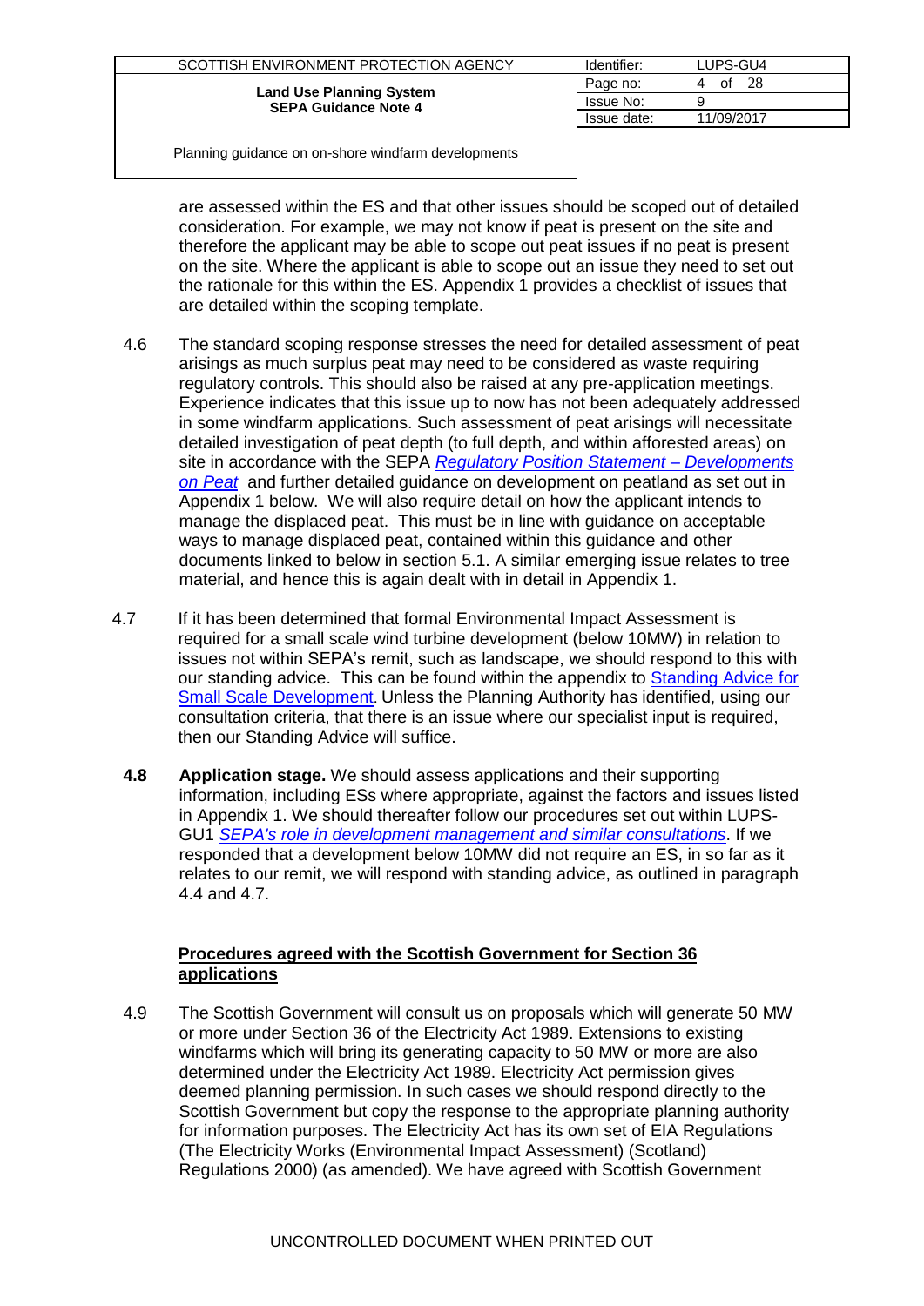are assessed within the ES and that other issues should be scoped out of detailed consideration. For example, we may not know if peat is present on the site and therefore the applicant may be able to scope out peat issues if no peat is present on the site. Where the applicant is able to scope out an issue they need to set out the rationale for this within the ES. Appendix 1 provides a checklist of issues that are detailed within the scoping template.

4.6 The standard scoping response stresses the need for detailed assessment of peat arisings as much surplus peat may need to be considered as waste requiring regulatory controls. This should also be raised at any pre-application meetings. Experience indicates that this issue up to now has not been adequately addressed in some windfarm applications. Such assessment of peat arisings will necessitate detailed investigation of peat depth (to full depth, and within afforested areas) on site in accordance with the SEPA *Regulatory Position Statement – Developments on Peat* and further detailed guidance on development on peatland as set out in Appendix 1 below. We will also require detail on how the applicant intends to manage the displaced peat. This must be in line with guidance on acceptable ways to manage displaced peat, contained within this guidance and other documents linked to below in section 5.1. A similar emerging issue relates to tree material, and hence this is again dealt with in detail in Appendix 1.

4.7 If it has been determined that formal Environmental Impact Assessment is required for a small scale wind turbine development (below 10MW) in relation to issues not within SEPA's remit, such as landscape, we should respond to this with our standing advice. This can be found within the appendix to Standing Advice for Small Scale Development. Unless the Planning Authority has identified, using our consultation criteria, that there is an issue where our specialist input is required, then our Standing Advice will suffice.

**4.8** **Application stage.** We should assess applications and their supporting information, including ESs where appropriate, against the factors and issues listed in Appendix 1. We should thereafter follow our procedures set out within LUPS-GU1 *SEPA's role in development management and similar consultations*. If we responded that a development below 10MW did not require an ES, in so far as it relates to our remit, we will respond with standing advice, as outlined in paragraph 4.4 and 4.7.

**Procedures agreed with the Scottish Government for Section 36 applications**

4.9 The Scottish Government will consult us on proposals which will generate 50 MW or more under Section 36 of the Electricity Act 1989. Extensions to existing windfarms which will bring its generating capacity to 50 MW or more are also determined under the Electricity Act 1989. Electricity Act permission gives deemed planning permission. In such cases we should respond directly to the Scottish Government but copy the response to the appropriate planning authority for information purposes. The Electricity Act has its own set of EIA Regulations (The Electricity Works (Environmental Impact Assessment) (Scotland) Regulations 2000) (as amended). We have agreed with Scottish Government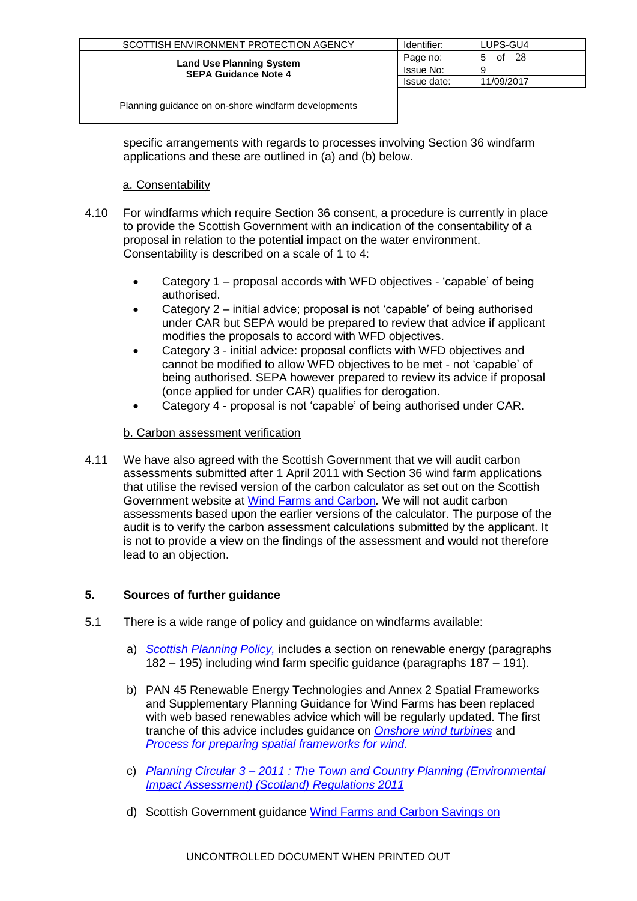specific arrangements with regards to processes involving Section 36 windfarm applications and these are outlined in (a) and (b) below.

a. Consentability

4.10 For windfarms which require Section 36 consent, a procedure is currently in place to provide the Scottish Government with an indication of the consentability of a proposal in relation to the potential impact on the water environment. Consentability is described on a scale of 1 to 4:

- Category 1 – proposal accords with WFD objectives - 'capable' of being authorised.
- Category 2 – initial advice; proposal is not 'capable' of being authorised under CAR but SEPA would be prepared to review that advice if applicant modifies the proposals to accord with WFD objectives.
- Category 3 - initial advice: proposal conflicts with WFD objectives and cannot be modified to allow WFD objectives to be met - not 'capable' of being authorised. SEPA however prepared to review its advice if proposal (once applied for under CAR) qualifies for derogation.
- Category 4 - proposal is not 'capable' of being authorised under CAR.

b. Carbon assessment verification

4.11 We have also agreed with the Scottish Government that we will audit carbon assessments submitted after 1 April 2011 with Section 36 wind farm applications that utilise the revised version of the carbon calculator as set out on the Scottish Government website at Wind Farms and Carbon. We will not audit carbon assessments based upon the earlier versions of the calculator. The purpose of the audit is to verify the carbon assessment calculations submitted by the applicant. It is not to provide a view on the findings of the assessment and would not therefore lead to an objection.

## 5. Sources of further guidance

5.1 There is a wide range of policy and guidance on windfarms available:

a) *Scottish Planning Policy,* includes a section on renewable energy (paragraphs 182 – 195) including wind farm specific guidance (paragraphs 187 – 191).

b) PAN 45 Renewable Energy Technologies and Annex 2 Spatial Frameworks and Supplementary Planning Guidance for Wind Farms has been replaced with web based renewables advice which will be regularly updated. The first tranche of this advice includes guidance on *Onshore wind turbines* and *Process for preparing spatial frameworks for wind*.

c) *Planning Circular 3 – 2011 : The Town and Country Planning (Environmental Impact Assessment) (Scotland) Regulations 2011*

d) Scottish Government guidance Wind Farms and Carbon Savings on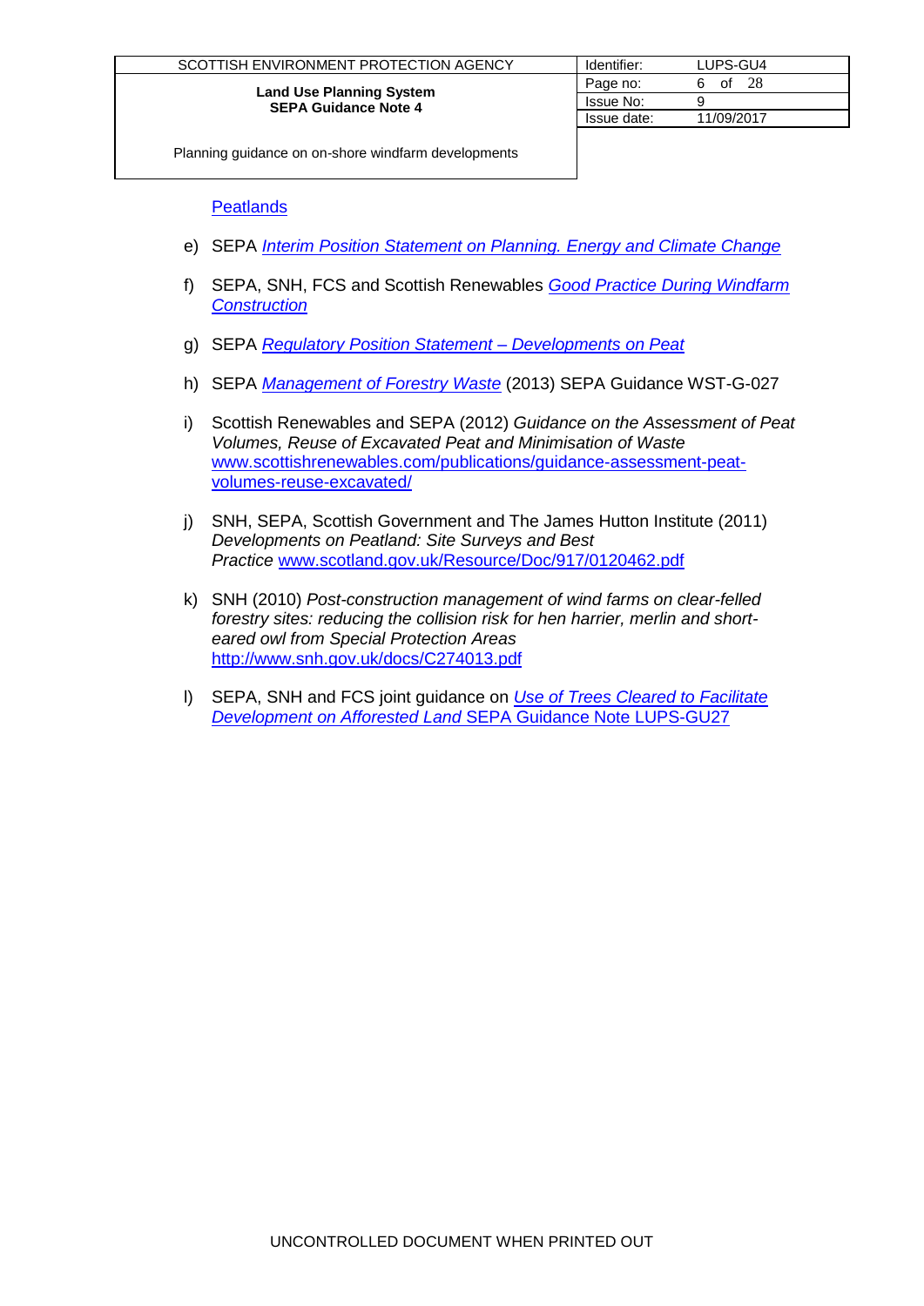Peatlands

e) SEPA *Interim Position Statement on Planning. Energy and Climate Change*

f) SEPA, SNH, FCS and Scottish Renewables *Good Practice During Windfarm Construction*

g) SEPA *Regulatory Position Statement – Developments on Peat*

h) SEPA *Management of Forestry Waste* (2013) SEPA Guidance WST-G-027

i) Scottish Renewables and SEPA (2012) *Guidance on the Assessment of Peat Volumes, Reuse of Excavated Peat and Minimisation of Waste* www.scottishrenewables.com/publications/guidance-assessment-peat-volumes-reuse-excavated/

j) SNH, SEPA, Scottish Government and The James Hutton Institute (2011) *Developments on Peatland: Site Surveys and Best Practice* www.scotland.gov.uk/Resource/Doc/917/0120462.pdf

k) SNH (2010) *Post-construction management of wind farms on clear-felled forestry sites: reducing the collision risk for hen harrier, merlin and short-eared owl from Special Protection Areas* http://www.snh.gov.uk/docs/C274013.pdf

l) SEPA, SNH and FCS joint guidance on *Use of Trees Cleared to Facilitate Development on Afforested Land* SEPA Guidance Note LUPS-GU27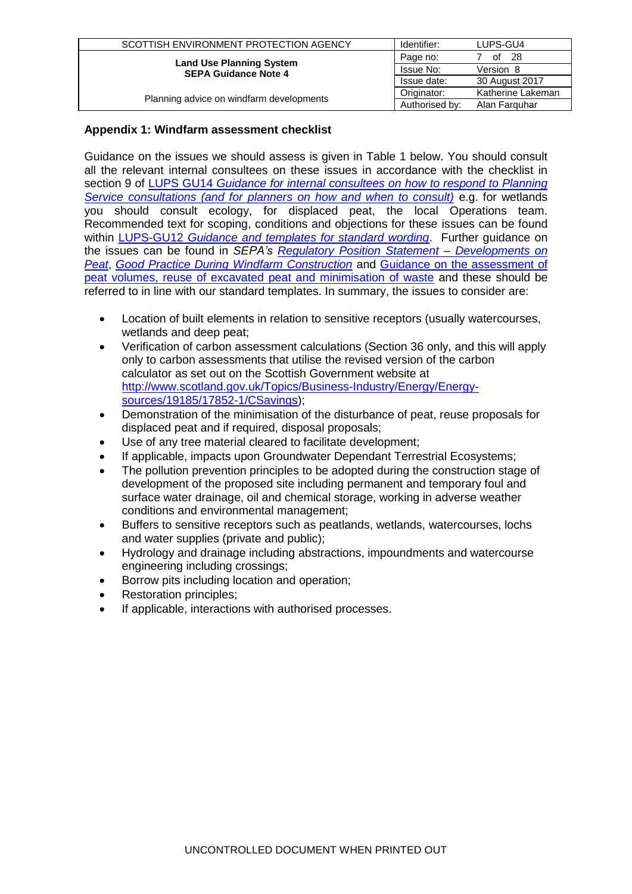## Appendix 1: Windfarm assessment checklist

Guidance on the issues we should assess is given in Table 1 below. You should consult all the relevant internal consultees on these issues in accordance with the checklist in section 9 of LUPS GU14 *Guidance for internal consultees on how to respond to Planning Service consultations (and for planners on how and when to consult)* e.g. for wetlands you should consult ecology, for displaced peat, the local Operations team. Recommended text for scoping, conditions and objections for these issues can be found within LUPS-GU12 *Guidance and templates for standard wording*. Further guidance on the issues can be found in *SEPA's* *Regulatory Position Statement – Developments on Peat*, *Good Practice During Windfarm Construction* and Guidance on the assessment of peat volumes, reuse of excavated peat and minimisation of waste and these should be referred to in line with our standard templates. In summary, the issues to consider are:

- Location of built elements in relation to sensitive receptors (usually watercourses, wetlands and deep peat;
- Verification of carbon assessment calculations (Section 36 only, and this will apply only to carbon assessments that utilise the revised version of the carbon calculator as set out on the Scottish Government website at http://www.scotland.gov.uk/Topics/Business-Industry/Energy/Energy-sources/19185/17852-1/CSavings);
- Demonstration of the minimisation of the disturbance of peat, reuse proposals for displaced peat and if required, disposal proposals;
- Use of any tree material cleared to facilitate development;
- If applicable, impacts upon Groundwater Dependant Terrestrial Ecosystems;
- The pollution prevention principles to be adopted during the construction stage of development of the proposed site including permanent and temporary foul and surface water drainage, oil and chemical storage, working in adverse weather conditions and environmental management;
- Buffers to sensitive receptors such as peatlands, wetlands, watercourses, lochs and water supplies (private and public);
- Hydrology and drainage including abstractions, impoundments and watercourse engineering including crossings;
- Borrow pits including location and operation;
- Restoration principles;
- If applicable, interactions with authorised processes.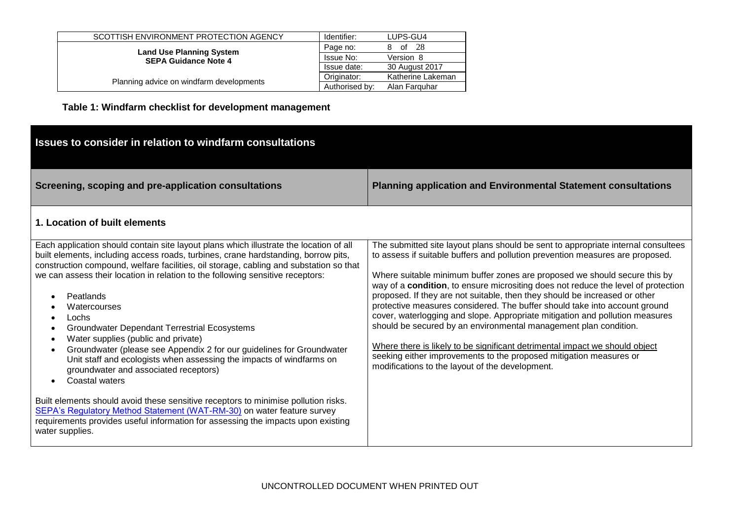**Table 1: Windfarm checklist for development management**

| Issues to consider in relation to windfarm consultations | |
|---|---|
| **Screening, scoping and pre-application consultations** | **Planning application and Environmental Statement consultations** |
| **1. Location of built elements** | |
| Each application should contain site layout plans which illustrate the location of all built elements, including access roads, turbines, crane hardstanding, borrow pits, construction compound, welfare facilities, oil storage, cabling and substation so that we can assess their location in relation to the following sensitive receptors:<br><br>• Peatlands<br>• Watercourses<br>• Lochs<br>• Groundwater Dependant Terrestrial Ecosystems<br>• Water supplies (public and private)<br>• Groundwater (please see Appendix 2 for our guidelines for Groundwater Unit staff and ecologists when assessing the impacts of windfarms on groundwater and associated receptors)<br>• Coastal waters<br><br>Built elements should avoid these sensitive receptors to minimise pollution risks. [SEPA's Regulatory Method Statement (WAT-RM-30)] on water feature survey requirements provides useful information for assessing the impacts upon existing water supplies. | The submitted site layout plans should be sent to appropriate internal consultees to assess if suitable buffers and pollution prevention measures are proposed.<br><br>Where suitable minimum buffer zones are proposed we should secure this by way of a **condition**, to ensure micrositing does not reduce the level of protection proposed. If they are not suitable, then they should be increased or other protective measures considered. The buffer should take into account ground cover, waterlogging and slope. Appropriate mitigation and pollution measures should be secured by an environmental management plan condition.<br><br>Where there is likely to be significant detrimental impact we should object seeking either improvements to the proposed mitigation measures or modifications to the layout of the development. |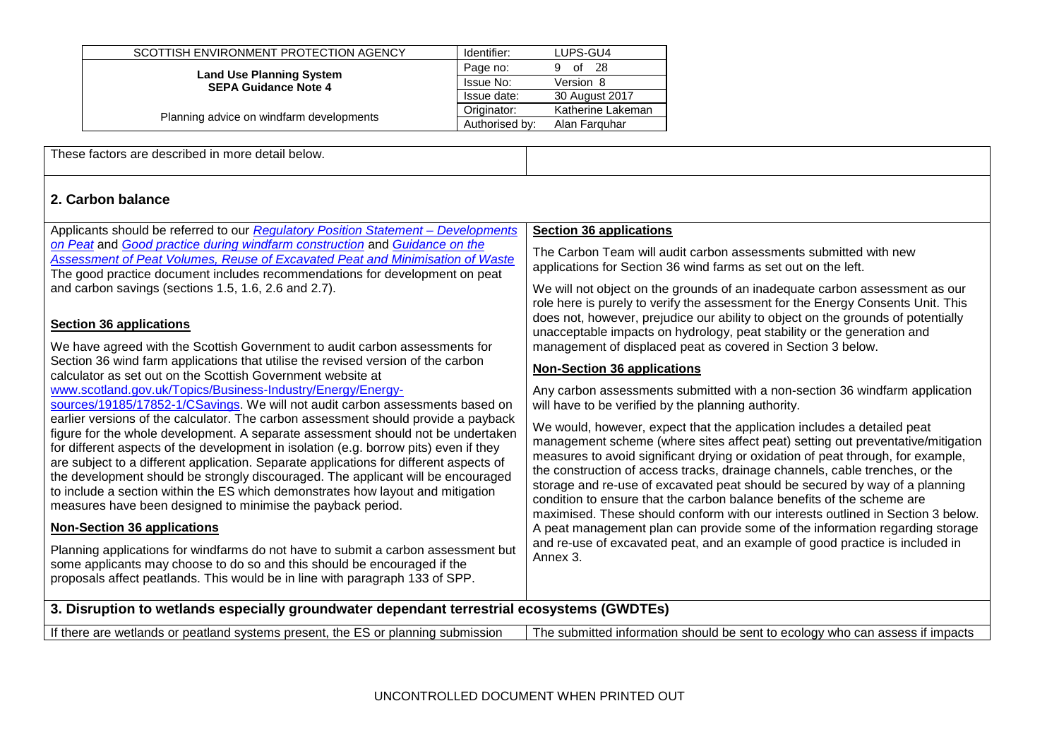These factors are described in more detail below.

## 2. Carbon balance

| | |
|---|---|
| Applicants should be referred to our *Regulatory Position Statement – Developments on Peat* and *Good practice during windfarm construction* and *Guidance on the Assessment of Peat Volumes, Reuse of Excavated Peat and Minimisation of Waste* The good practice document includes recommendations for development on peat and carbon savings (sections 1.5, 1.6, 2.6 and 2.7).<br><br>**Section 36 applications**<br><br>We have agreed with the Scottish Government to audit carbon assessments for Section 36 wind farm applications that utilise the revised version of the carbon calculator as set out on the Scottish Government website at www.scotland.gov.uk/Topics/Business-Industry/Energy/Energy-sources/19185/17852-1/CSavings. We will not audit carbon assessments based on earlier versions of the calculator. The carbon assessment should provide a payback figure for the whole development. A separate assessment should not be undertaken for different aspects of the development in isolation (e.g. borrow pits) even if they are subject to a different application. Separate applications for different aspects of the development should be strongly discouraged. The applicant will be encouraged to include a section within the ES which demonstrates how layout and mitigation measures have been designed to minimise the payback period.<br><br>**Non-Section 36 applications**<br><br>Planning applications for windfarms do not have to submit a carbon assessment but some applicants may choose to do so and this should be encouraged if the proposals affect peatlands. This would be in line with paragraph 133 of SPP. | **Section 36 applications**<br><br>The Carbon Team will audit carbon assessments submitted with new applications for Section 36 wind farms as set out on the left.<br><br>We will not object on the grounds of an inadequate carbon assessment as our role here is purely to verify the assessment for the Energy Consents Unit. This does not, however, prejudice our ability to object on the grounds of potentially unacceptable impacts on hydrology, peat stability or the generation and management of displaced peat as covered in Section 3 below.<br><br>**Non-Section 36 applications**<br><br>Any carbon assessments submitted with a non-section 36 windfarm application will have to be verified by the planning authority.<br><br>We would, however, expect that the application includes a detailed peat management scheme (where sites affect peat) setting out preventative/mitigation measures to avoid significant drying or oxidation of peat through, for example, the construction of access tracks, drainage channels, cable trenches, or the storage and re-use of excavated peat should be secured by way of a planning condition to ensure that the carbon balance benefits of the scheme are maximised. These should conform with our interests outlined in Section 3 below. A peat management plan can provide some of the information regarding storage and re-use of excavated peat, and an example of good practice is included in Annex 3. |

## 3. Disruption to wetlands especially groundwater dependant terrestrial ecosystems (GWDTEs)

| | |
|---|---|
| If there are wetlands or peatland systems present, the ES or planning submission | The submitted information should be sent to ecology who can assess if impacts |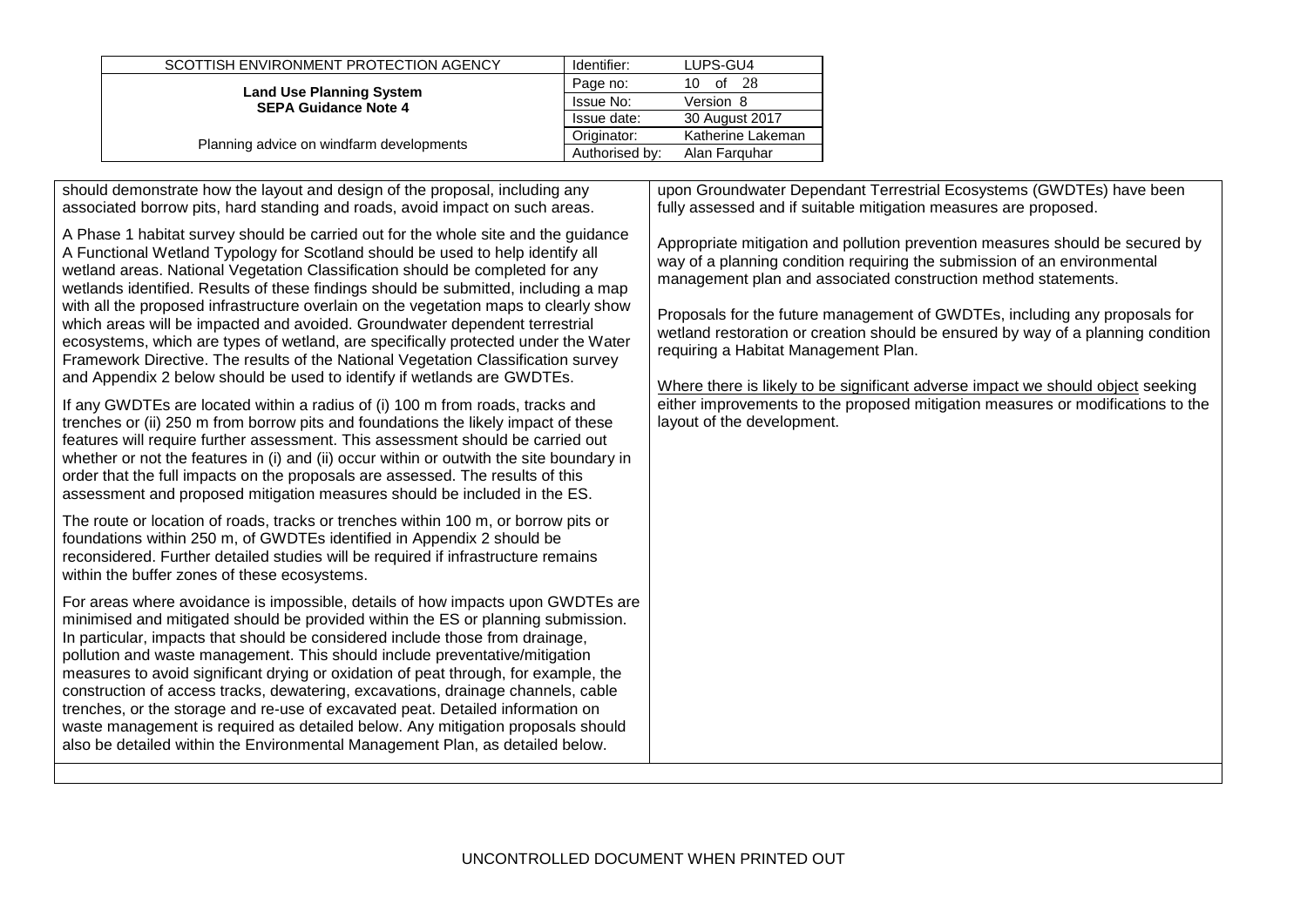should demonstrate how the layout and design of the proposal, including any associated borrow pits, hard standing and roads, avoid impact on such areas.

A Phase 1 habitat survey should be carried out for the whole site and the guidance A Functional Wetland Typology for Scotland should be used to help identify all wetland areas. National Vegetation Classification should be completed for any wetlands identified. Results of these findings should be submitted, including a map with all the proposed infrastructure overlain on the vegetation maps to clearly show which areas will be impacted and avoided. Groundwater dependent terrestrial ecosystems, which are types of wetland, are specifically protected under the Water Framework Directive. The results of the National Vegetation Classification survey and Appendix 2 below should be used to identify if wetlands are GWDTEs.

If any GWDTEs are located within a radius of (i) 100 m from roads, tracks and trenches or (ii) 250 m from borrow pits and foundations the likely impact of these features will require further assessment. This assessment should be carried out whether or not the features in (i) and (ii) occur within or outwith the site boundary in order that the full impacts on the proposals are assessed. The results of this assessment and proposed mitigation measures should be included in the ES.

The route or location of roads, tracks or trenches within 100 m, or borrow pits or foundations within 250 m, of GWDTEs identified in Appendix 2 should be reconsidered. Further detailed studies will be required if infrastructure remains within the buffer zones of these ecosystems.

For areas where avoidance is impossible, details of how impacts upon GWDTEs are minimised and mitigated should be provided within the ES or planning submission. In particular, impacts that should be considered include those from drainage, pollution and waste management. This should include preventative/mitigation measures to avoid significant drying or oxidation of peat through, for example, the construction of access tracks, dewatering, excavations, drainage channels, cable trenches, or the storage and re-use of excavated peat. Detailed information on waste management is required as detailed below. Any mitigation proposals should also be detailed within the Environmental Management Plan, as detailed below.

upon Groundwater Dependant Terrestrial Ecosystems (GWDTEs) have been fully assessed and if suitable mitigation measures are proposed.

Appropriate mitigation and pollution prevention measures should be secured by way of a planning condition requiring the submission of an environmental management plan and associated construction method statements.

Proposals for the future management of GWDTEs, including any proposals for wetland restoration or creation should be ensured by way of a planning condition requiring a Habitat Management Plan.

Where there is likely to be significant adverse impact we should object seeking either improvements to the proposed mitigation measures or modifications to the layout of the development.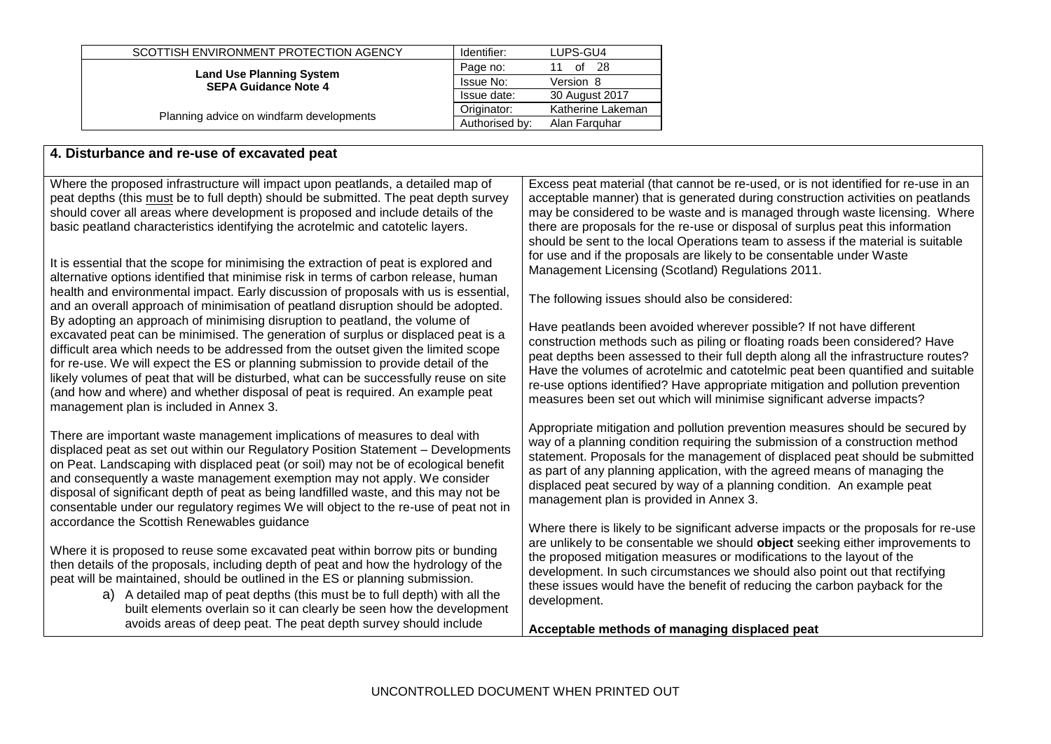## 4. Disturbance and re-use of excavated peat

Where the proposed infrastructure will impact upon peatlands, a detailed map of peat depths (this must be to full depth) should be submitted. The peat depth survey should cover all areas where development is proposed and include details of the basic peatland characteristics identifying the acrotelmic and catotelic layers.

It is essential that the scope for minimising the extraction of peat is explored and alternative options identified that minimise risk in terms of carbon release, human health and environmental impact. Early discussion of proposals with us is essential, and an overall approach of minimisation of peatland disruption should be adopted. By adopting an approach of minimising disruption to peatland, the volume of excavated peat can be minimised. The generation of surplus or displaced peat is a difficult area which needs to be addressed from the outset given the limited scope for re-use. We will expect the ES or planning submission to provide detail of the likely volumes of peat that will be disturbed, what can be successfully reuse on site (and how and where) and whether disposal of peat is required. An example peat management plan is included in Annex 3.

There are important waste management implications of measures to deal with displaced peat as set out within our Regulatory Position Statement – Developments on Peat. Landscaping with displaced peat (or soil) may not be of ecological benefit and consequently a waste management exemption may not apply. We consider disposal of significant depth of peat as being landfilled waste, and this may not be consentable under our regulatory regimes We will object to the re-use of peat not in accordance the Scottish Renewables guidance

Where it is proposed to reuse some excavated peat within borrow pits or bunding then details of the proposals, including depth of peat and how the hydrology of the peat will be maintained, should be outlined in the ES or planning submission.

a) A detailed map of peat depths (this must be to full depth) with all the built elements overlain so it can clearly be seen how the development avoids areas of deep peat. The peat depth survey should include

Excess peat material (that cannot be re-used, or is not identified for re-use in an acceptable manner) that is generated during construction activities on peatlands may be considered to be waste and is managed through waste licensing. Where there are proposals for the re-use or disposal of surplus peat this information should be sent to the local Operations team to assess if the material is suitable for use and if the proposals are likely to be consentable under Waste Management Licensing (Scotland) Regulations 2011.

The following issues should also be considered:

Have peatlands been avoided wherever possible? If not have different construction methods such as piling or floating roads been considered? Have peat depths been assessed to their full depth along all the infrastructure routes? Have the volumes of acrotelmic and catotelmic peat been quantified and suitable re-use options identified? Have appropriate mitigation and pollution prevention measures been set out which will minimise significant adverse impacts?

Appropriate mitigation and pollution prevention measures should be secured by way of a planning condition requiring the submission of a construction method statement. Proposals for the management of displaced peat should be submitted as part of any planning application, with the agreed means of managing the displaced peat secured by way of a planning condition. An example peat management plan is provided in Annex 3.

Where there is likely to be significant adverse impacts or the proposals for re-use are unlikely to be consentable we should **object** seeking either improvements to the proposed mitigation measures or modifications to the layout of the development. In such circumstances we should also point out that rectifying these issues would have the benefit of reducing the carbon payback for the development.

**Acceptable methods of managing displaced peat**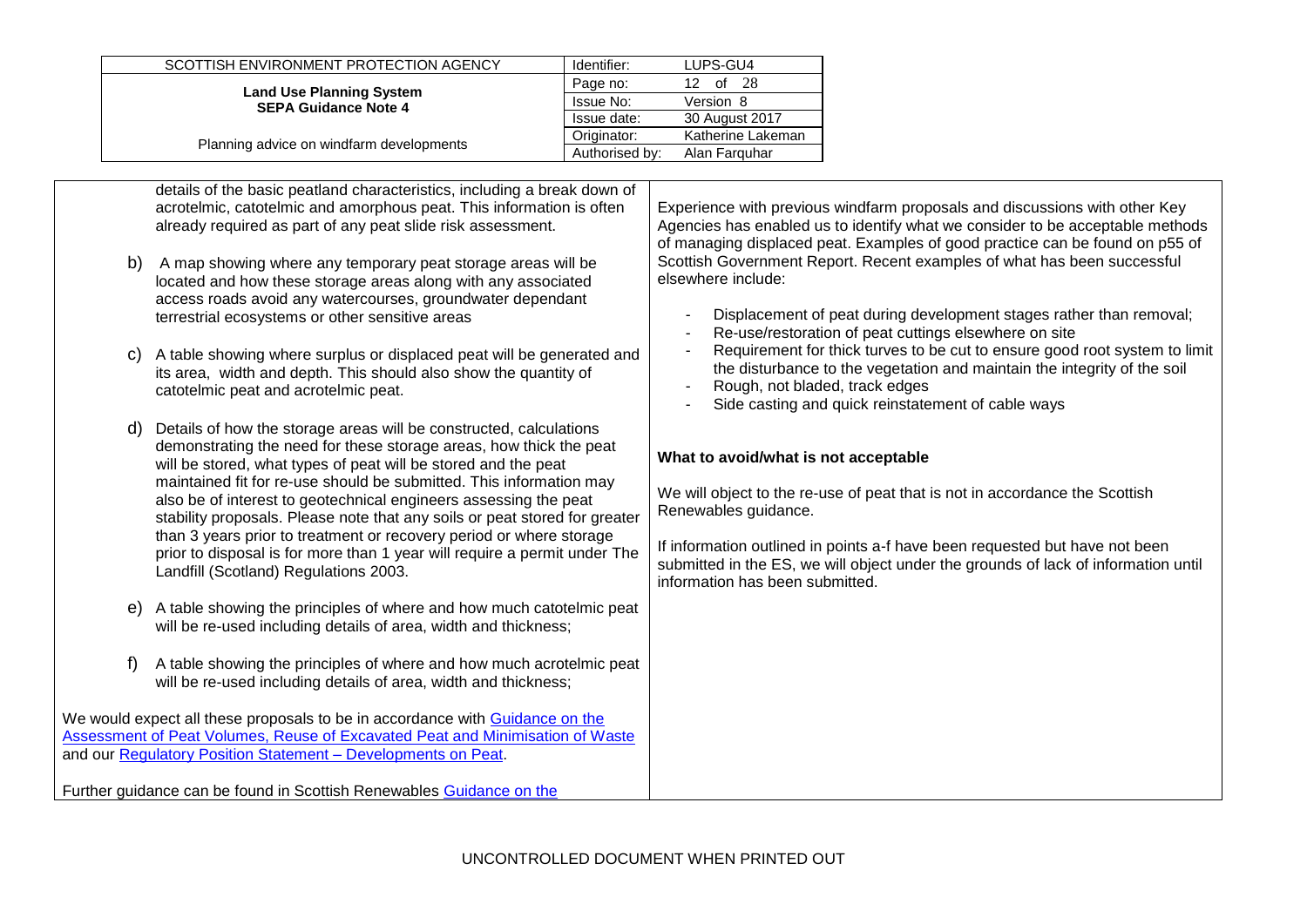details of the basic peatland characteristics, including a break down of acrotelmic, catotelmic and amorphous peat. This information is often already required as part of any peat slide risk assessment.

b) A map showing where any temporary peat storage areas will be located and how these storage areas along with any associated access roads avoid any watercourses, groundwater dependant terrestrial ecosystems or other sensitive areas

c) A table showing where surplus or displaced peat will be generated and its area, width and depth. This should also show the quantity of catotelmic peat and acrotelmic peat.

d) Details of how the storage areas will be constructed, calculations demonstrating the need for these storage areas, how thick the peat will be stored, what types of peat will be stored and the peat maintained fit for re-use should be submitted. This information may also be of interest to geotechnical engineers assessing the peat stability proposals. Please note that any soils or peat stored for greater than 3 years prior to treatment or recovery period or where storage prior to disposal is for more than 1 year will require a permit under The Landfill (Scotland) Regulations 2003.

e) A table showing the principles of where and how much catotelmic peat will be re-used including details of area, width and thickness;

f) A table showing the principles of where and how much acrotelmic peat will be re-used including details of area, width and thickness;

We would expect all these proposals to be in accordance with Guidance on the Assessment of Peat Volumes, Reuse of Excavated Peat and Minimisation of Waste and our Regulatory Position Statement – Developments on Peat.

Further guidance can be found in Scottish Renewables Guidance on the

Experience with previous windfarm proposals and discussions with other Key Agencies has enabled us to identify what we consider to be acceptable methods of managing displaced peat. Examples of good practice can be found on p55 of Scottish Government Report. Recent examples of what has been successful elsewhere include:

- Displacement of peat during development stages rather than removal;
- Re-use/restoration of peat cuttings elsewhere on site
- Requirement for thick turves to be cut to ensure good root system to limit the disturbance to the vegetation and maintain the integrity of the soil
- Rough, not bladed, track edges
- Side casting and quick reinstatement of cable ways

**What to avoid/what is not acceptable**

We will object to the re-use of peat that is not in accordance the Scottish Renewables guidance.

If information outlined in points a-f have been requested but have not been submitted in the ES, we will object under the grounds of lack of information until information has been submitted.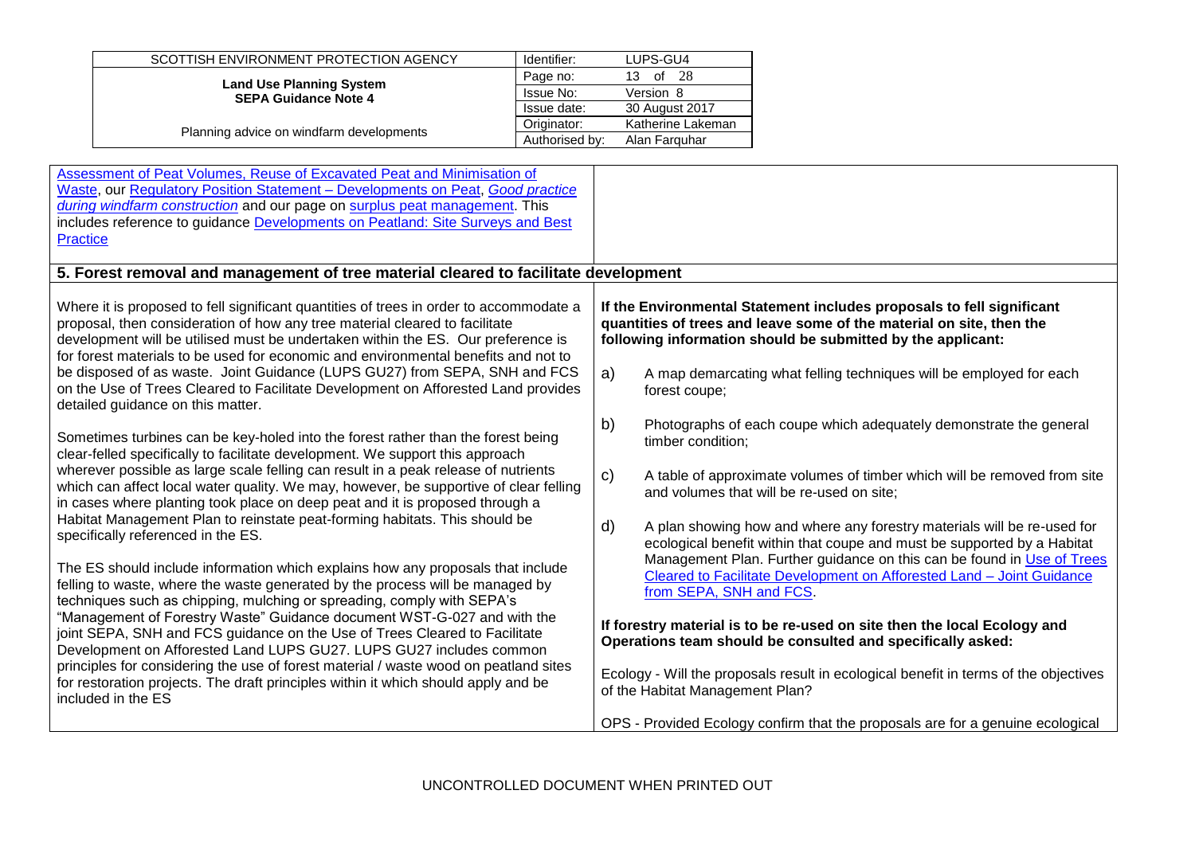| | |
|---|---|
| Assessment of Peat Volumes, Reuse of Excavated Peat and Minimisation of Waste, our Regulatory Position Statement – Developments on Peat, *Good practice during windfarm construction* and our page on surplus peat management. This includes reference to guidance Developments on Peatland: Site Surveys and Best Practice | |
| **5. Forest removal and management of tree material cleared to facilitate development** | |
| Where it is proposed to fell significant quantities of trees in order to accommodate a proposal, then consideration of how any tree material cleared to facilitate development will be utilised must be undertaken within the ES. Our preference is for forest materials to be used for economic and environmental benefits and not to be disposed of as waste. Joint Guidance (LUPS GU27) from SEPA, SNH and FCS on the Use of Trees Cleared to Facilitate Development on Afforested Land provides detailed guidance on this matter.<br><br>Sometimes turbines can be key-holed into the forest rather than the forest being clear-felled specifically to facilitate development. We support this approach wherever possible as large scale felling can result in a peak release of nutrients which can affect local water quality. We may, however, be supportive of clear felling in cases where planting took place on deep peat and it is proposed through a Habitat Management Plan to reinstate peat-forming habitats. This should be specifically referenced in the ES.<br><br>The ES should include information which explains how any proposals that include felling to waste, where the waste generated by the process will be managed by techniques such as chipping, mulching or spreading, comply with SEPA's "Management of Forestry Waste" Guidance document WST-G-027 and with the joint SEPA, SNH and FCS guidance on the Use of Trees Cleared to Facilitate Development on Afforested Land LUPS GU27. LUPS GU27 includes common principles for considering the use of forest material / waste wood on peatland sites for restoration projects. The draft principles within it which should apply and be included in the ES | **If the Environmental Statement includes proposals to fell significant quantities of trees and leave some of the material on site, then the following information should be submitted by the applicant:**<br><br>a) A map demarcating what felling techniques will be employed for each forest coupe;<br><br>b) Photographs of each coupe which adequately demonstrate the general timber condition;<br><br>c) A table of approximate volumes of timber which will be removed from site and volumes that will be re-used on site;<br><br>d) A plan showing how and where any forestry materials will be re-used for ecological benefit within that coupe and must be supported by a Habitat Management Plan. Further guidance on this can be found in Use of Trees Cleared to Facilitate Development on Afforested Land – Joint Guidance from SEPA, SNH and FCS.<br><br>**If forestry material is to be re-used on site then the local Ecology and Operations team should be consulted and specifically asked:**<br><br>Ecology - Will the proposals result in ecological benefit in terms of the objectives of the Habitat Management Plan?<br><br>OPS - Provided Ecology confirm that the proposals are for a genuine ecological |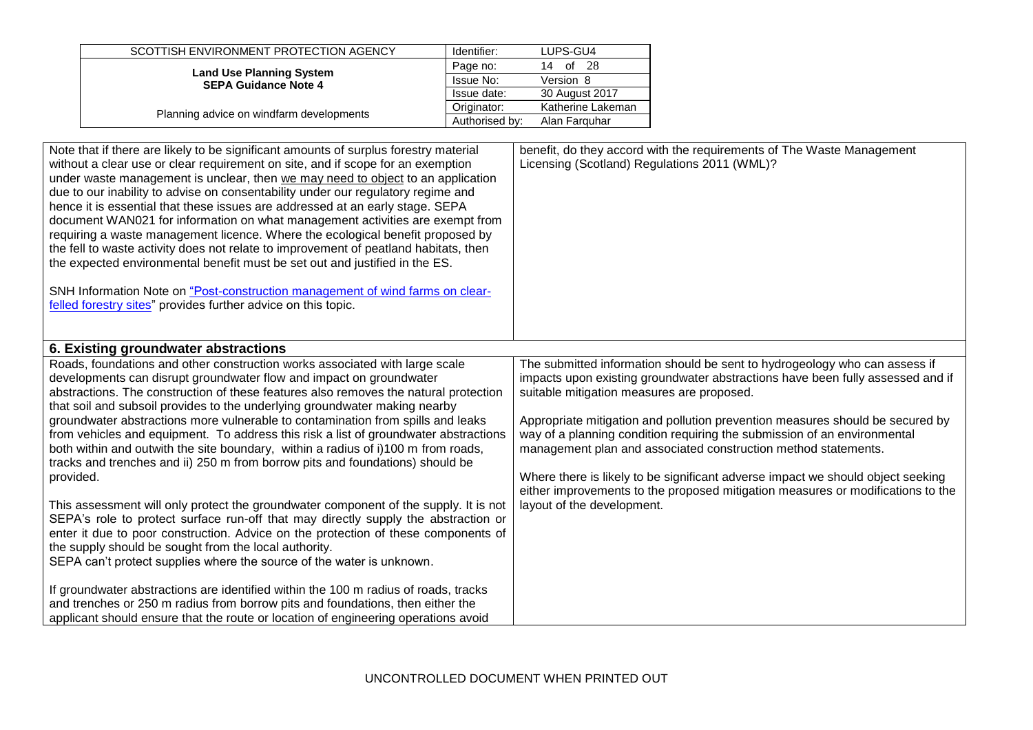| | |
|---|---|
| Note that if there are likely to be significant amounts of surplus forestry material without a clear use or clear requirement on site, and if scope for an exemption under waste management is unclear, then we may need to object to an application due to our inability to advise on consentability under our regulatory regime and hence it is essential that these issues are addressed at an early stage. SEPA document WAN021 for information on what management activities are exempt from requiring a waste management licence. Where the ecological benefit proposed by the fell to waste activity does not relate to improvement of peatland habitats, then the expected environmental benefit must be set out and justified in the ES.<br><br>SNH Information Note on "Post-construction management of wind farms on clear-felled forestry sites" provides further advice on this topic. | benefit, do they accord with the requirements of The Waste Management Licensing (Scotland) Regulations 2011 (WML)? |
| **6. Existing groundwater abstractions** | |
| Roads, foundations and other construction works associated with large scale developments can disrupt groundwater flow and impact on groundwater abstractions. The construction of these features also removes the natural protection that soil and subsoil provides to the underlying groundwater making nearby groundwater abstractions more vulnerable to contamination from spills and leaks from vehicles and equipment. To address this risk a list of groundwater abstractions both within and outwith the site boundary, within a radius of i)100 m from roads, tracks and trenches and ii) 250 m from borrow pits and foundations) should be provided.<br><br>This assessment will only protect the groundwater component of the supply. It is not SEPA's role to protect surface run-off that may directly supply the abstraction or enter it due to poor construction. Advice on the protection of these components of the supply should be sought from the local authority.<br>SEPA can't protect supplies where the source of the water is unknown.<br><br>If groundwater abstractions are identified within the 100 m radius of roads, tracks and trenches or 250 m radius from borrow pits and foundations, then either the applicant should ensure that the route or location of engineering operations avoid | The submitted information should be sent to hydrogeology who can assess if impacts upon existing groundwater abstractions have been fully assessed and if suitable mitigation measures are proposed.<br><br>Appropriate mitigation and pollution prevention measures should be secured by way of a planning condition requiring the submission of an environmental management plan and associated construction method statements.<br><br>Where there is likely to be significant adverse impact we should object seeking either improvements to the proposed mitigation measures or modifications to the layout of the development. |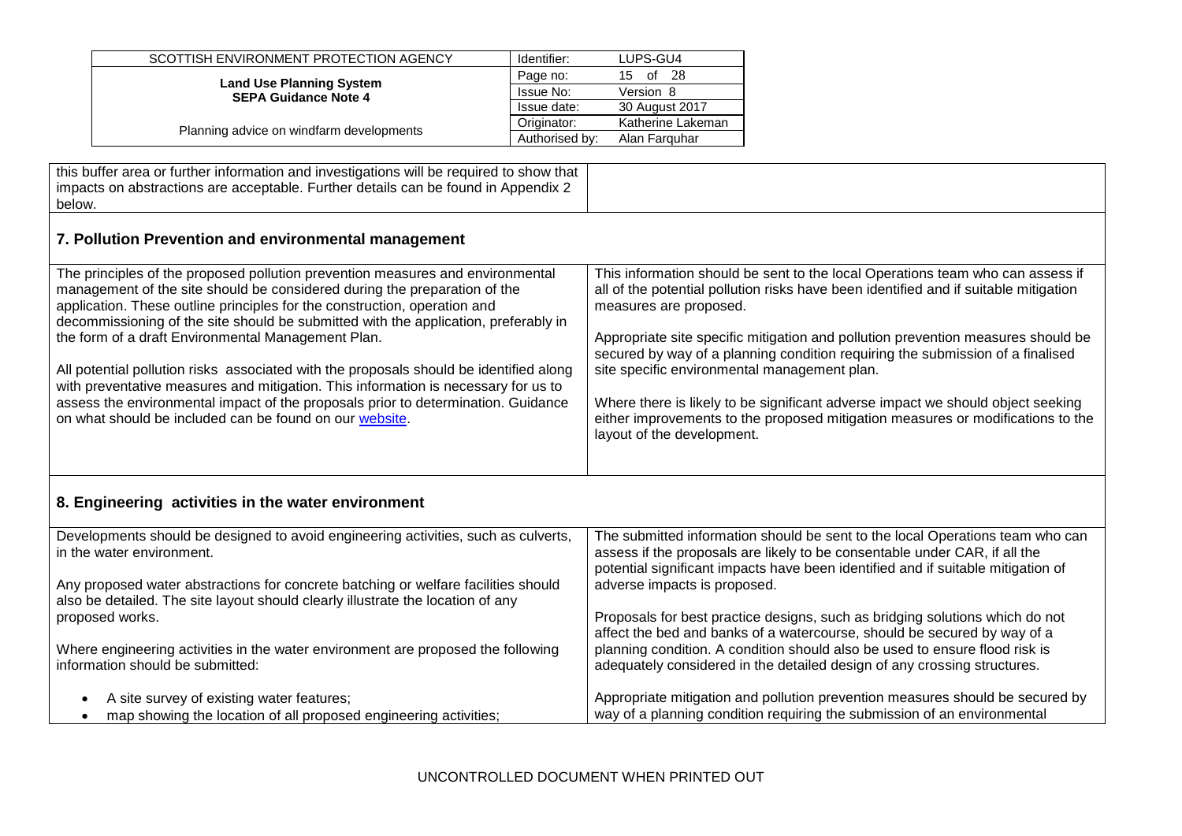| | |
|---|---|
| this buffer area or further information and investigations will be required to show that impacts on abstractions are acceptable. Further details can be found in Appendix 2 below. | |

## 7. Pollution Prevention and environmental management

| | |
|---|---|
| The principles of the proposed pollution prevention measures and environmental management of the site should be considered during the preparation of the application. These outline principles for the construction, operation and decommissioning of the site should be submitted with the application, preferably in the form of a draft Environmental Management Plan.<br><br>All potential pollution risks associated with the proposals should be identified along with preventative measures and mitigation. This information is necessary for us to assess the environmental impact of the proposals prior to determination. Guidance on what should be included can be found on our [website](). | This information should be sent to the local Operations team who can assess if all of the potential pollution risks have been identified and if suitable mitigation measures are proposed.<br><br>Appropriate site specific mitigation and pollution prevention measures should be secured by way of a planning condition requiring the submission of a finalised site specific environmental management plan.<br><br>Where there is likely to be significant adverse impact we should object seeking either improvements to the proposed mitigation measures or modifications to the layout of the development. |

## 8. Engineering activities in the water environment

| | |
|---|---|
| Developments should be designed to avoid engineering activities, such as culverts, in the water environment.<br><br>Any proposed water abstractions for concrete batching or welfare facilities should also be detailed. The site layout should clearly illustrate the location of any proposed works.<br><br>Where engineering activities in the water environment are proposed the following information should be submitted:<br><br>• A site survey of existing water features;<br>• map showing the location of all proposed engineering activities; | The submitted information should be sent to the local Operations team who can assess if the proposals are likely to be consentable under CAR, if all the potential significant impacts have been identified and if suitable mitigation of adverse impacts is proposed.<br><br>Proposals for best practice designs, such as bridging solutions which do not affect the bed and banks of a watercourse, should be secured by way of a planning condition. A condition should also be used to ensure flood risk is adequately considered in the detailed design of any crossing structures.<br><br>Appropriate mitigation and pollution prevention measures should be secured by way of a planning condition requiring the submission of an environmental |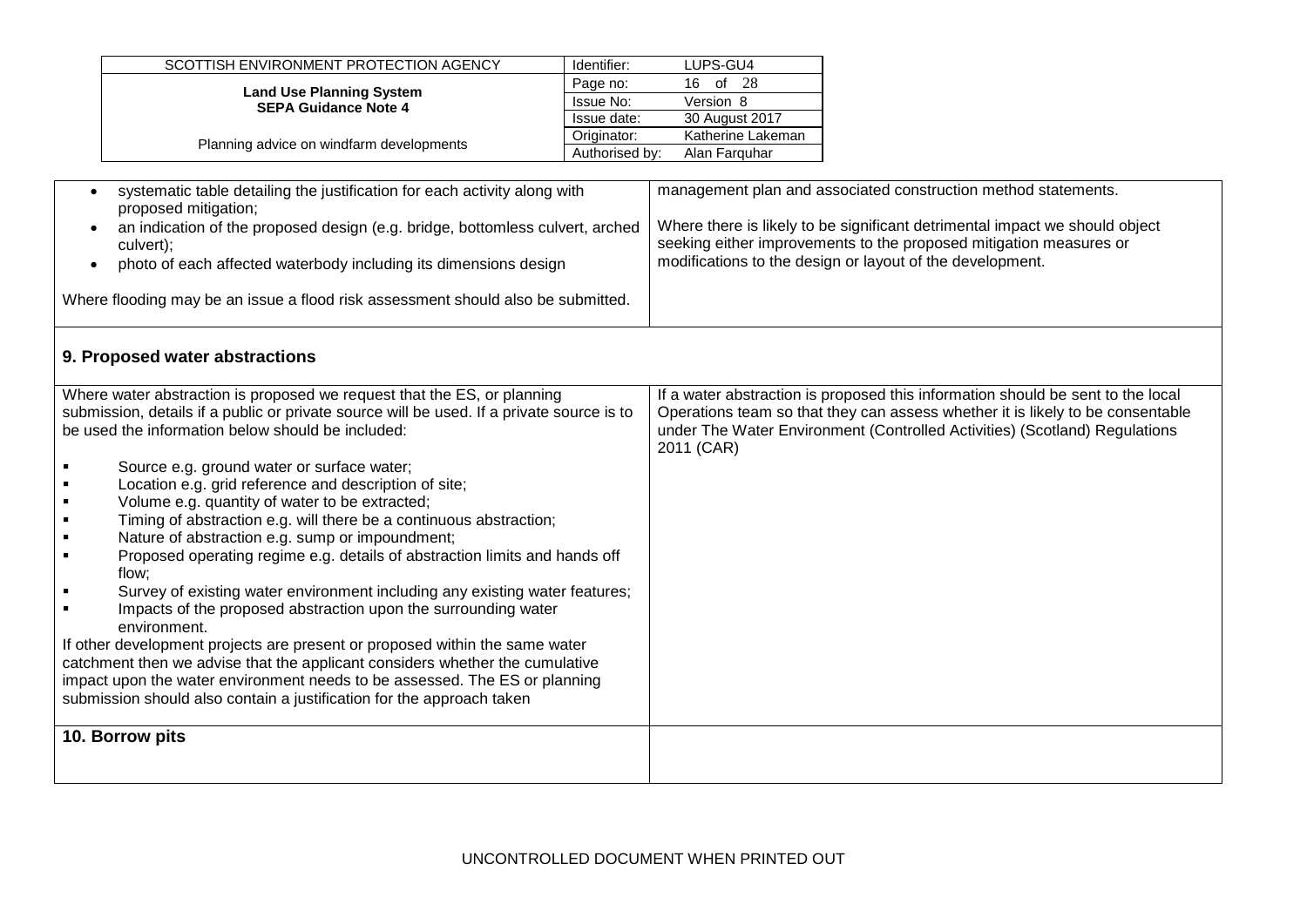| | |
|---|---|
| <ul><li>systematic table detailing the justification for each activity along with proposed mitigation;</li><li>an indication of the proposed design (e.g. bridge, bottomless culvert, arched culvert);</li><li>photo of each affected waterbody including its dimensions design</li></ul>Where flooding may be an issue a flood risk assessment should also be submitted. | management plan and associated construction method statements.<br><br>Where there is likely to be significant detrimental impact we should object seeking either improvements to the proposed mitigation measures or modifications to the design or layout of the development. |
| **9. Proposed water abstractions** | |
| Where water abstraction is proposed we request that the ES, or planning submission, details if a public or private source will be used. If a private source is to be used the information below should be included:<ul><li>Source e.g. ground water or surface water;</li><li>Location e.g. grid reference and description of site;</li><li>Volume e.g. quantity of water to be extracted;</li><li>Timing of abstraction e.g. will there be a continuous abstraction;</li><li>Nature of abstraction e.g. sump or impoundment;</li><li>Proposed operating regime e.g. details of abstraction limits and hands off flow;</li><li>Survey of existing water environment including any existing water features;</li><li>Impacts of the proposed abstraction upon the surrounding water environment.</li></ul>If other development projects are present or proposed within the same water catchment then we advise that the applicant considers whether the cumulative impact upon the water environment needs to be assessed. The ES or planning submission should also contain a justification for the approach taken | If a water abstraction is proposed this information should be sent to the local Operations team so that they can assess whether it is likely to be consentable under The Water Environment (Controlled Activities) (Scotland) Regulations 2011 (CAR) |
| **10. Borrow pits** | |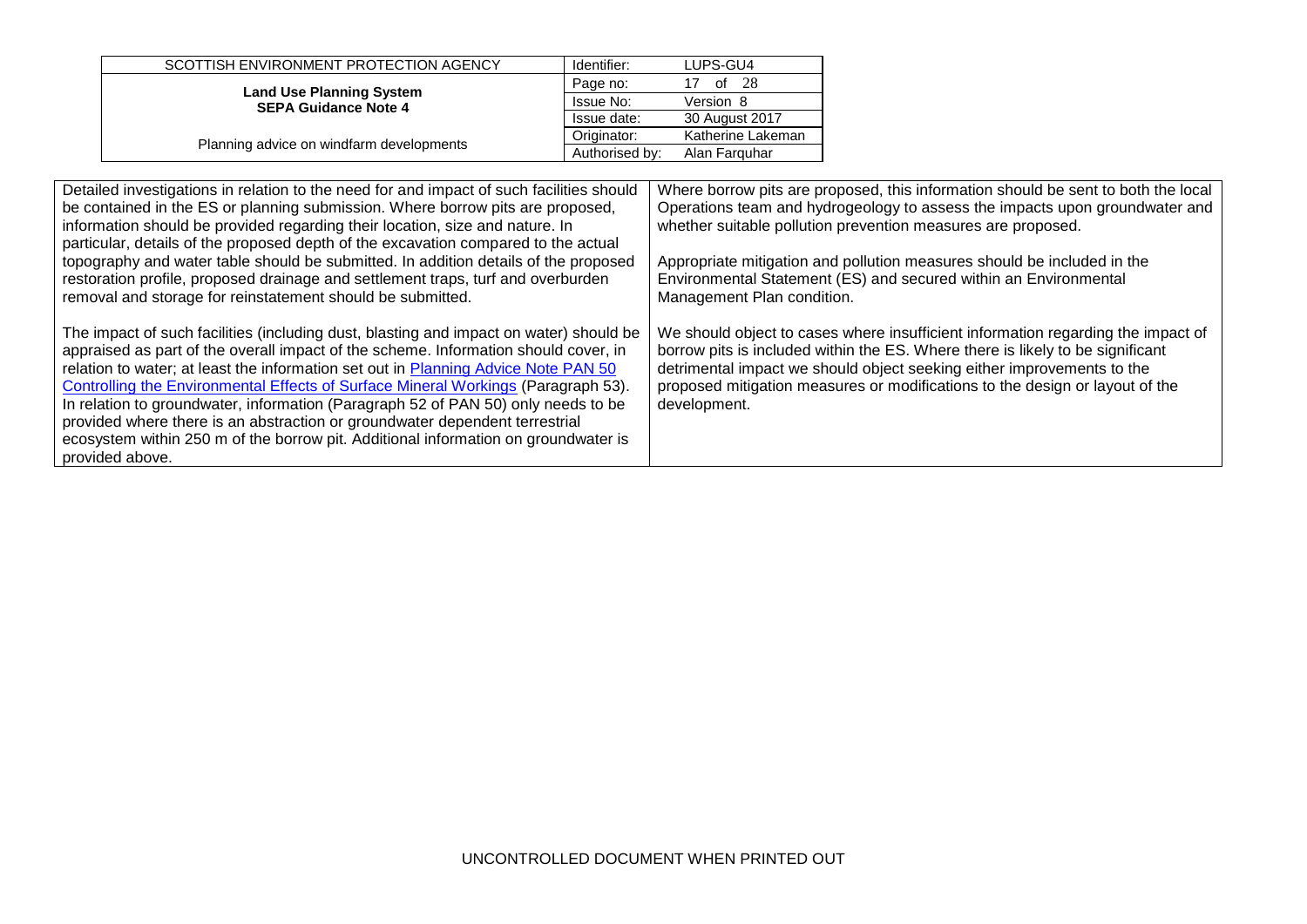| | |
|---|---|
| Detailed investigations in relation to the need for and impact of such facilities should be contained in the ES or planning submission. Where borrow pits are proposed, information should be provided regarding their location, size and nature. In particular, details of the proposed depth of the excavation compared to the actual topography and water table should be submitted. In addition details of the proposed restoration profile, proposed drainage and settlement traps, turf and overburden removal and storage for reinstatement should be submitted.<br><br>The impact of such facilities (including dust, blasting and impact on water) should be appraised as part of the overall impact of the scheme. Information should cover, in relation to water; at least the information set out in [Planning Advice Note PAN 50 Controlling the Environmental Effects of Surface Mineral Workings]() (Paragraph 53). In relation to groundwater, information (Paragraph 52 of PAN 50) only needs to be provided where there is an abstraction or groundwater dependent terrestrial ecosystem within 250 m of the borrow pit. Additional information on groundwater is provided above. | Where borrow pits are proposed, this information should be sent to both the local Operations team and hydrogeology to assess the impacts upon groundwater and whether suitable pollution prevention measures are proposed.<br><br>Appropriate mitigation and pollution measures should be included in the Environmental Statement (ES) and secured within an Environmental Management Plan condition.<br><br>We should object to cases where insufficient information regarding the impact of borrow pits is included within the ES. Where there is likely to be significant detrimental impact we should object seeking either improvements to the proposed mitigation measures or modifications to the design or layout of the development. |

UNCONTROLLED DOCUMENT WHEN PRINTED OUT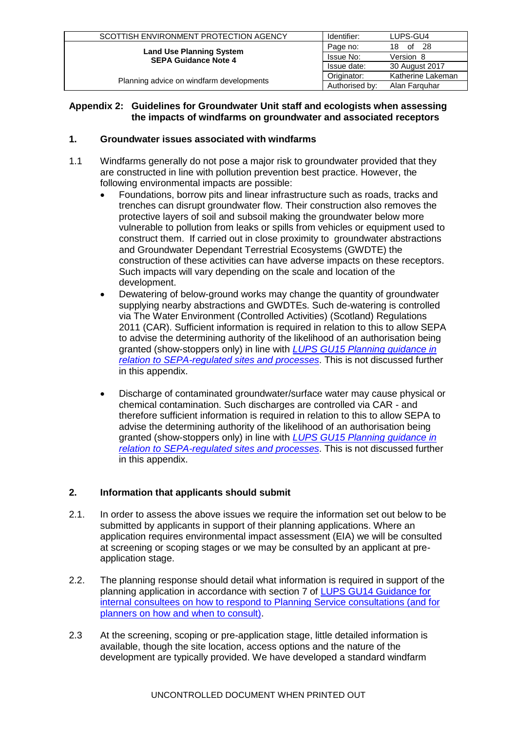## Appendix 2: Guidelines for Groundwater Unit staff and ecologists when assessing the impacts of windfarms on groundwater and associated receptors

### 1. Groundwater issues associated with windfarms

1.1 Windfarms generally do not pose a major risk to groundwater provided that they are constructed in line with pollution prevention best practice. However, the following environmental impacts are possible:

- Foundations, borrow pits and linear infrastructure such as roads, tracks and trenches can disrupt groundwater flow. Their construction also removes the protective layers of soil and subsoil making the groundwater below more vulnerable to pollution from leaks or spills from vehicles or equipment used to construct them. If carried out in close proximity to groundwater abstractions and Groundwater Dependant Terrestrial Ecosystems (GWDTE) the construction of these activities can have adverse impacts on these receptors. Such impacts will vary depending on the scale and location of the development.
- Dewatering of below-ground works may change the quantity of groundwater supplying nearby abstractions and GWDTEs. Such de-watering is controlled via The Water Environment (Controlled Activities) (Scotland) Regulations 2011 (CAR). Sufficient information is required in relation to this to allow SEPA to advise the determining authority of the likelihood of an authorisation being granted (show-stoppers only) in line with *LUPS GU15 Planning guidance in relation to SEPA-regulated sites and processes*. This is not discussed further in this appendix.
- Discharge of contaminated groundwater/surface water may cause physical or chemical contamination. Such discharges are controlled via CAR - and therefore sufficient information is required in relation to this to allow SEPA to advise the determining authority of the likelihood of an authorisation being granted (show-stoppers only) in line with *LUPS GU15 Planning guidance in relation to SEPA-regulated sites and processes*. This is not discussed further in this appendix.

### 2. Information that applicants should submit

2.1. In order to assess the above issues we require the information set out below to be submitted by applicants in support of their planning applications. Where an application requires environmental impact assessment (EIA) we will be consulted at screening or scoping stages or we may be consulted by an applicant at pre-application stage.

2.2. The planning response should detail what information is required in support of the planning application in accordance with section 7 of LUPS GU14 Guidance for internal consultees on how to respond to Planning Service consultations (and for planners on how and when to consult).

2.3 At the screening, scoping or pre-application stage, little detailed information is available, though the site location, access options and the nature of the development are typically provided. We have developed a standard windfarm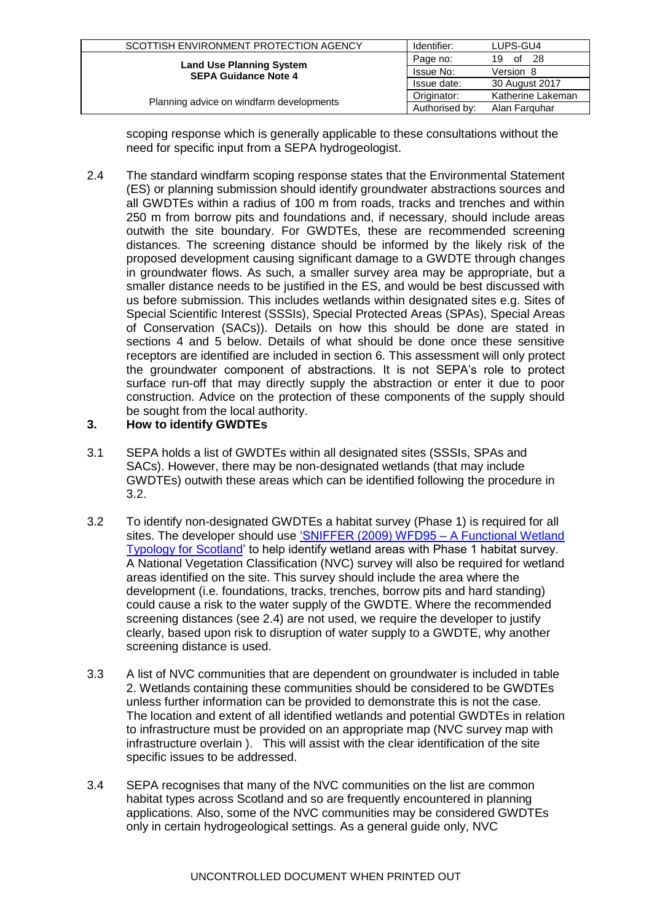scoping response which is generally applicable to these consultations without the need for specific input from a SEPA hydrogeologist.

2.4 The standard windfarm scoping response states that the Environmental Statement (ES) or planning submission should identify groundwater abstractions sources and all GWDTEs within a radius of 100 m from roads, tracks and trenches and within 250 m from borrow pits and foundations and, if necessary, should include areas outwith the site boundary. For GWDTEs, these are recommended screening distances. The screening distance should be informed by the likely risk of the proposed development causing significant damage to a GWDTE through changes in groundwater flows. As such, a smaller survey area may be appropriate, but a smaller distance needs to be justified in the ES, and would be best discussed with us before submission. This includes wetlands within designated sites e.g. Sites of Special Scientific Interest (SSSIs), Special Protected Areas (SPAs), Special Areas of Conservation (SACs)). Details on how this should be done are stated in sections 4 and 5 below. Details of what should be done once these sensitive receptors are identified are included in section 6. This assessment will only protect the groundwater component of abstractions. It is not SEPA's role to protect surface run-off that may directly supply the abstraction or enter it due to poor construction. Advice on the protection of these components of the supply should be sought from the local authority.

## 3. How to identify GWDTEs

3.1 SEPA holds a list of GWDTEs within all designated sites (SSSIs, SPAs and SACs). However, there may be non-designated wetlands (that may include GWDTEs) outwith these areas which can be identified following the procedure in 3.2.

3.2 To identify non-designated GWDTEs a habitat survey (Phase 1) is required for all sites. The developer should use 'SNIFFER (2009) WFD95 – A Functional Wetland Typology for Scotland' to help identify wetland areas with Phase 1 habitat survey. A National Vegetation Classification (NVC) survey will also be required for wetland areas identified on the site. This survey should include the area where the development (i.e. foundations, tracks, trenches, borrow pits and hard standing) could cause a risk to the water supply of the GWDTE. Where the recommended screening distances (see 2.4) are not used, we require the developer to justify clearly, based upon risk to disruption of water supply to a GWDTE, why another screening distance is used.

3.3 A list of NVC communities that are dependent on groundwater is included in table 2. Wetlands containing these communities should be considered to be GWDTEs unless further information can be provided to demonstrate this is not the case. The location and extent of all identified wetlands and potential GWDTEs in relation to infrastructure must be provided on an appropriate map (NVC survey map with infrastructure overlain ). This will assist with the clear identification of the site specific issues to be addressed.

3.4 SEPA recognises that many of the NVC communities on the list are common habitat types across Scotland and so are frequently encountered in planning applications. Also, some of the NVC communities may be considered GWDTEs only in certain hydrogeological settings. As a general guide only, NVC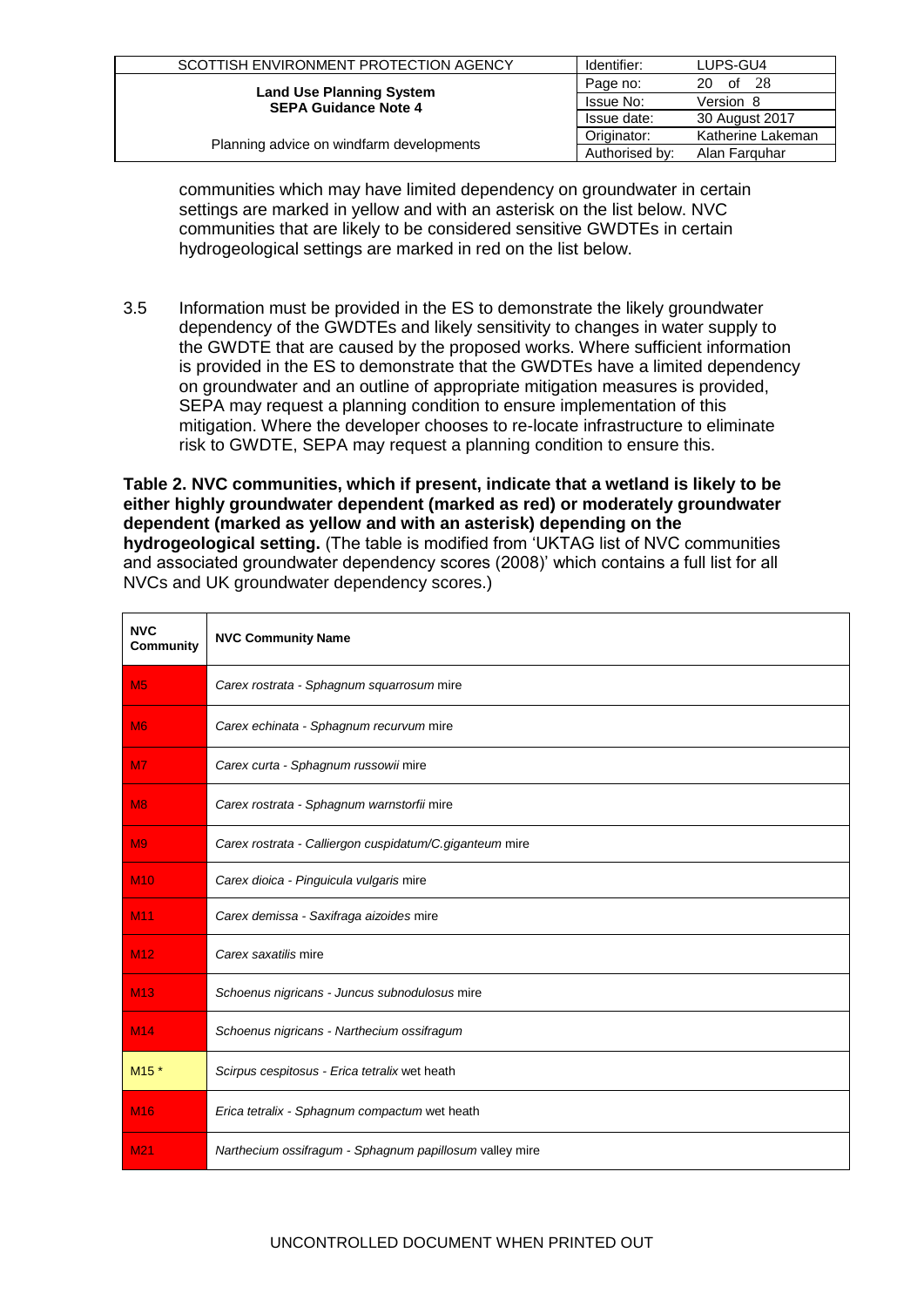communities which may have limited dependency on groundwater in certain settings are marked in yellow and with an asterisk on the list below. NVC communities that are likely to be considered sensitive GWDTEs in certain hydrogeological settings are marked in red on the list below.

3.5 Information must be provided in the ES to demonstrate the likely groundwater dependency of the GWDTEs and likely sensitivity to changes in water supply to the GWDTE that are caused by the proposed works. Where sufficient information is provided in the ES to demonstrate that the GWDTEs have a limited dependency on groundwater and an outline of appropriate mitigation measures is provided, SEPA may request a planning condition to ensure implementation of this mitigation. Where the developer chooses to re-locate infrastructure to eliminate risk to GWDTE, SEPA may request a planning condition to ensure this.

**Table 2. NVC communities, which if present, indicate that a wetland is likely to be either highly groundwater dependent (marked as red) or moderately groundwater dependent (marked as yellow and with an asterisk) depending on the hydrogeological setting.** (The table is modified from 'UKTAG list of NVC communities and associated groundwater dependency scores (2008)' which contains a full list for all NVCs and UK groundwater dependency scores.)

| NVC Community | NVC Community Name |
|---|---|
| M5 | *Carex rostrata - Sphagnum squarrosum* mire |
| M6 | *Carex echinata - Sphagnum recurvum* mire |
| M7 | *Carex curta - Sphagnum russowii* mire |
| M8 | *Carex rostrata - Sphagnum warnstorfii* mire |
| M9 | *Carex rostrata - Calliergon cuspidatum/C.giganteum* mire |
| M10 | *Carex dioica - Pinguicula vulgaris* mire |
| M11 | *Carex demissa - Saxifraga aizoides* mire |
| M12 | *Carex saxatilis* mire |
| M13 | *Schoenus nigricans - Juncus subnodulosus* mire |
| M14 | *Schoenus nigricans - Narthecium ossifragum* |
| M15 * | *Scirpus cespitosus - Erica tetralix* wet heath |
| M16 | *Erica tetralix - Sphagnum compactum* wet heath |
| M21 | *Narthecium ossifragum - Sphagnum papillosum* valley mire |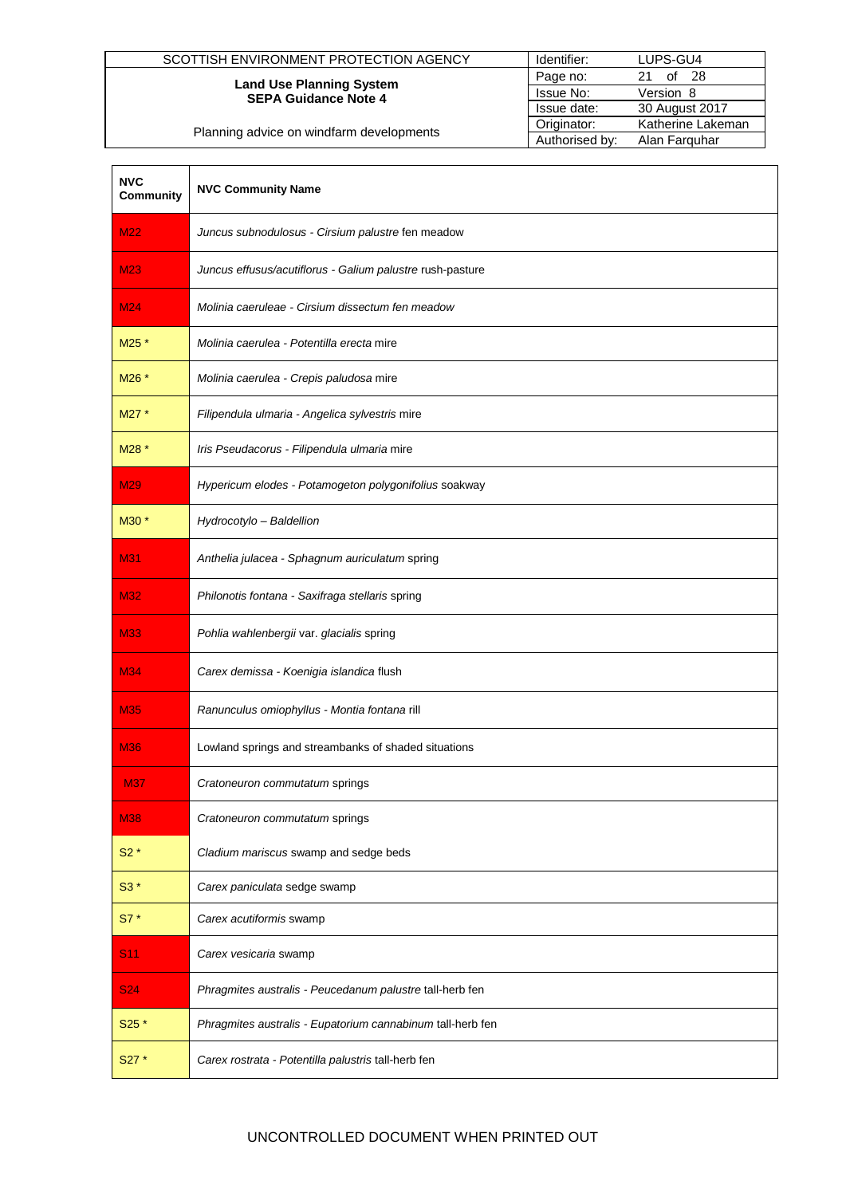| NVC Community | NVC Community Name |
|---|---|
| M22 | *Juncus subnodulosus - Cirsium palustre* fen meadow |
| M23 | *Juncus effusus/acutiflorus - Galium palustre* rush-pasture |
| M24 | *Molinia caeruleae - Cirsium dissectum fen meadow* |
| M25 * | *Molinia caerulea - Potentilla erecta* mire |
| M26 * | *Molinia caerulea - Crepis paludosa* mire |
| M27 * | *Filipendula ulmaria - Angelica sylvestris* mire |
| M28 * | *Iris Pseudacorus - Filipendula ulmaria* mire |
| M29 | *Hypericum elodes - Potamogeton polygonifolius* soakway |
| M30 * | *Hydrocotylo – Baldellion* |
| M31 | *Anthelia julacea - Sphagnum auriculatum* spring |
| M32 | *Philonotis fontana - Saxifraga stellaris* spring |
| M33 | *Pohlia wahlenbergii* var. *glacialis* spring |
| M34 | *Carex demissa - Koenigia islandica* flush |
| M35 | *Ranunculus omiophyllus - Montia fontana* rill |
| M36 | Lowland springs and streambanks of shaded situations |
| M37 | *Cratoneuron commutatum* springs |
| M38 | *Cratoneuron commutatum* springs |
| S2 * | *Cladium mariscus* swamp and sedge beds |
| S3 * | *Carex paniculata* sedge swamp |
| S7 * | *Carex acutiformis* swamp |
| S11 | *Carex vesicaria* swamp |
| S24 | *Phragmites australis - Peucedanum palustre* tall-herb fen |
| S25 * | *Phragmites australis - Eupatorium cannabinum* tall-herb fen |
| S27 * | *Carex rostrata - Potentilla palustris* tall-herb fen |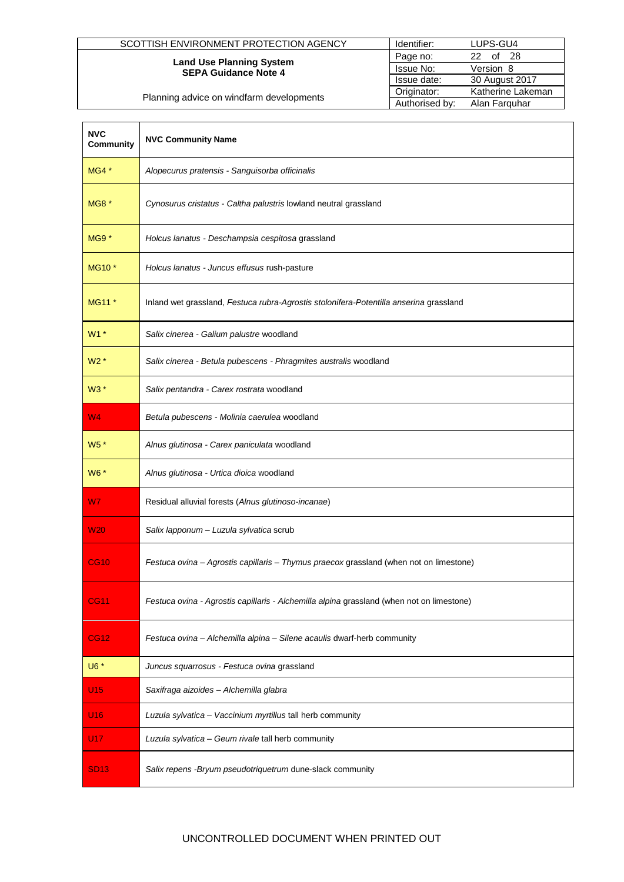| NVC Community | NVC Community Name |
|---|---|
| MG4 * | *Alopecurus pratensis - Sanguisorba officinalis* |
| MG8 * | *Cynosurus cristatus - Caltha palustris* lowland neutral grassland |
| MG9 * | *Holcus lanatus - Deschampsia cespitosa* grassland |
| MG10 * | *Holcus lanatus - Juncus effusus* rush-pasture |
| MG11 * | Inland wet grassland, *Festuca rubra-Agrostis stolonifera-Potentilla anserina* grassland |
| W1 * | *Salix cinerea - Galium palustre* woodland |
| W2 * | *Salix cinerea - Betula pubescens - Phragmites australis* woodland |
| W3 * | *Salix pentandra - Carex rostrata* woodland |
| W4 | *Betula pubescens - Molinia caerulea* woodland |
| W5 * | *Alnus glutinosa - Carex paniculata* woodland |
| W6 * | *Alnus glutinosa - Urtica dioica* woodland |
| W7 | Residual alluvial forests (*Alnus glutinoso-incanae*) |
| W20 | *Salix lapponum – Luzula sylvatica* scrub |
| CG10 | *Festuca ovina – Agrostis capillaris – Thymus praecox* grassland (when not on limestone) |
| CG11 | *Festuca ovina - Agrostis capillaris - Alchemilla alpina* grassland (when not on limestone) |
| CG12 | *Festuca ovina – Alchemilla alpina – Silene acaulis* dwarf-herb community |
| U6 * | *Juncus squarrosus - Festuca ovina* grassland |
| U15 | *Saxifraga aizoides – Alchemilla glabra* |
| U16 | *Luzula sylvatica – Vaccinium myrtillus* tall herb community |
| U17 | *Luzula sylvatica – Geum rivale* tall herb community |
| SD13 | *Salix repens -Bryum pseudotriquetrum* dune-slack community |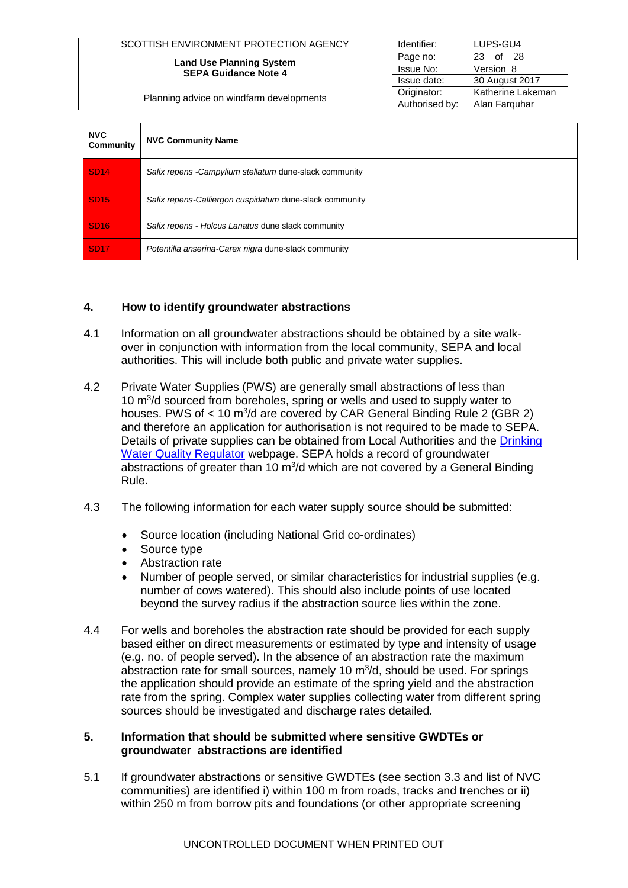| NVC Community | NVC Community Name |
| --- | --- |
| SD14 | *Salix repens -Campylium stellatum* dune-slack community |
| SD15 | *Salix repens-Calliergon cuspidatum* dune-slack community |
| SD16 | *Salix repens - Holcus Lanatus* dune slack community |
| SD17 | *Potentilla anserina-Carex nigra* dune-slack community |

## 4. How to identify groundwater abstractions

4.1 Information on all groundwater abstractions should be obtained by a site walk-over in conjunction with information from the local community, SEPA and local authorities. This will include both public and private water supplies.

4.2 Private Water Supplies (PWS) are generally small abstractions of less than 10 $m^3$/d sourced from boreholes, spring or wells and used to supply water to houses. PWS of < 10 $m^3$/d are covered by CAR General Binding Rule 2 (GBR 2) and therefore an application for authorisation is not required to be made to SEPA. Details of private supplies can be obtained from Local Authorities and the Drinking Water Quality Regulator webpage. SEPA holds a record of groundwater abstractions of greater than 10 $m^3$/d which are not covered by a General Binding Rule.

4.3 The following information for each water supply source should be submitted:

- Source location (including National Grid co-ordinates)
- Source type
- Abstraction rate
- Number of people served, or similar characteristics for industrial supplies (e.g. number of cows watered). This should also include points of use located beyond the survey radius if the abstraction source lies within the zone.

4.4 For wells and boreholes the abstraction rate should be provided for each supply based either on direct measurements or estimated by type and intensity of usage (e.g. no. of people served). In the absence of an abstraction rate the maximum abstraction rate for small sources, namely 10 $m^3$/d, should be used. For springs the application should provide an estimate of the spring yield and the abstraction rate from the spring. Complex water supplies collecting water from different spring sources should be investigated and discharge rates detailed.

## 5. Information that should be submitted where sensitive GWDTEs or groundwater abstractions are identified

5.1 If groundwater abstractions or sensitive GWDTEs (see section 3.3 and list of NVC communities) are identified i) within 100 m from roads, tracks and trenches or ii) within 250 m from borrow pits and foundations (or other appropriate screening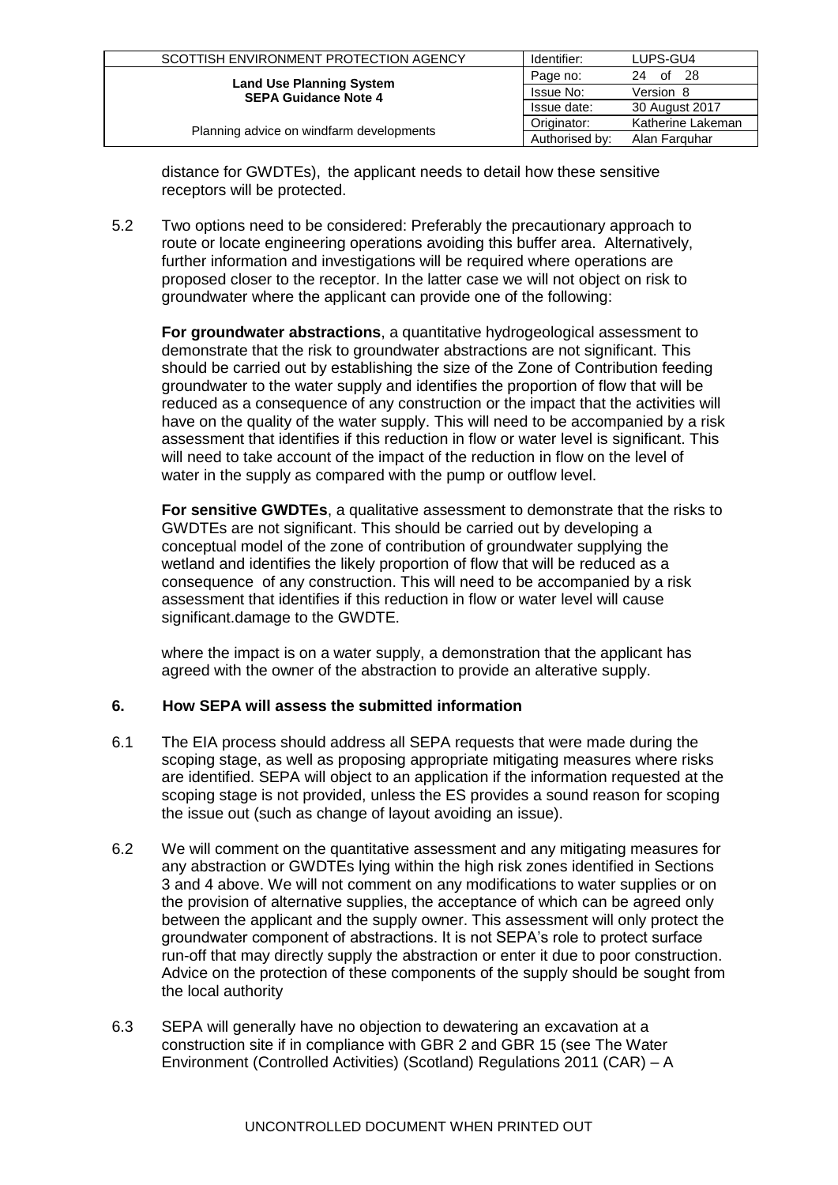distance for GWDTEs), the applicant needs to detail how these sensitive receptors will be protected.

5.2 Two options need to be considered: Preferably the precautionary approach to route or locate engineering operations avoiding this buffer area. Alternatively, further information and investigations will be required where operations are proposed closer to the receptor. In the latter case we will not object on risk to groundwater where the applicant can provide one of the following:

**For groundwater abstractions**, a quantitative hydrogeological assessment to demonstrate that the risk to groundwater abstractions are not significant. This should be carried out by establishing the size of the Zone of Contribution feeding groundwater to the water supply and identifies the proportion of flow that will be reduced as a consequence of any construction or the impact that the activities will have on the quality of the water supply. This will need to be accompanied by a risk assessment that identifies if this reduction in flow or water level is significant. This will need to take account of the impact of the reduction in flow on the level of water in the supply as compared with the pump or outflow level.

**For sensitive GWDTEs**, a qualitative assessment to demonstrate that the risks to GWDTEs are not significant. This should be carried out by developing a conceptual model of the zone of contribution of groundwater supplying the wetland and identifies the likely proportion of flow that will be reduced as a consequence of any construction. This will need to be accompanied by a risk assessment that identifies if this reduction in flow or water level will cause significant.damage to the GWDTE.

where the impact is on a water supply, a demonstration that the applicant has agreed with the owner of the abstraction to provide an alterative supply.

## 6. How SEPA will assess the submitted information

6.1 The EIA process should address all SEPA requests that were made during the scoping stage, as well as proposing appropriate mitigating measures where risks are identified. SEPA will object to an application if the information requested at the scoping stage is not provided, unless the ES provides a sound reason for scoping the issue out (such as change of layout avoiding an issue).

6.2 We will comment on the quantitative assessment and any mitigating measures for any abstraction or GWDTEs lying within the high risk zones identified in Sections 3 and 4 above. We will not comment on any modifications to water supplies or on the provision of alternative supplies, the acceptance of which can be agreed only between the applicant and the supply owner. This assessment will only protect the groundwater component of abstractions. It is not SEPA's role to protect surface run-off that may directly supply the abstraction or enter it due to poor construction. Advice on the protection of these components of the supply should be sought from the local authority

6.3 SEPA will generally have no objection to dewatering an excavation at a construction site if in compliance with GBR 2 and GBR 15 (see The Water Environment (Controlled Activities) (Scotland) Regulations 2011 (CAR) – A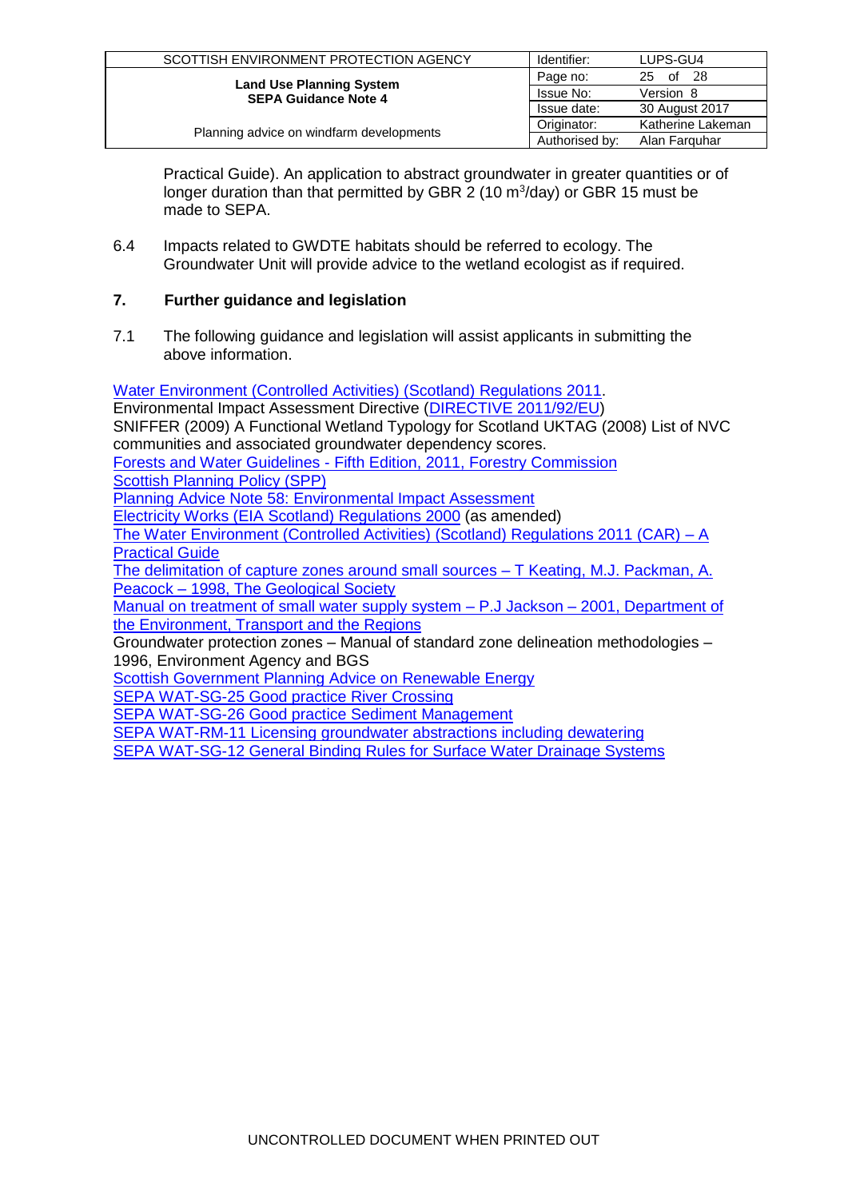Practical Guide). An application to abstract groundwater in greater quantities or of longer duration than that permitted by GBR 2 (10 $m^3$/day) or GBR 15 must be made to SEPA.

6.4 Impacts related to GWDTE habitats should be referred to ecology. The Groundwater Unit will provide advice to the wetland ecologist as if required.

## 7. Further guidance and legislation

7.1 The following guidance and legislation will assist applicants in submitting the above information.

Water Environment (Controlled Activities) (Scotland) Regulations 2011.
Environmental Impact Assessment Directive (DIRECTIVE 2011/92/EU)
SNIFFER (2009) A Functional Wetland Typology for Scotland UKTAG (2008) List of NVC communities and associated groundwater dependency scores.
Forests and Water Guidelines - Fifth Edition, 2011, Forestry Commission
Scottish Planning Policy (SPP)
Planning Advice Note 58: Environmental Impact Assessment
Electricity Works (EIA Scotland) Regulations 2000 (as amended)
The Water Environment (Controlled Activities) (Scotland) Regulations 2011 (CAR) – A Practical Guide
The delimitation of capture zones around small sources – T Keating, M.J. Packman, A. Peacock – 1998, The Geological Society
Manual on treatment of small water supply system – P.J Jackson – 2001, Department of the Environment, Transport and the Regions
Groundwater protection zones – Manual of standard zone delineation methodologies – 1996, Environment Agency and BGS
Scottish Government Planning Advice on Renewable Energy
SEPA WAT-SG-25 Good practice River Crossing
SEPA WAT-SG-26 Good practice Sediment Management
SEPA WAT-RM-11 Licensing groundwater abstractions including dewatering
SEPA WAT-SG-12 General Binding Rules for Surface Water Drainage Systems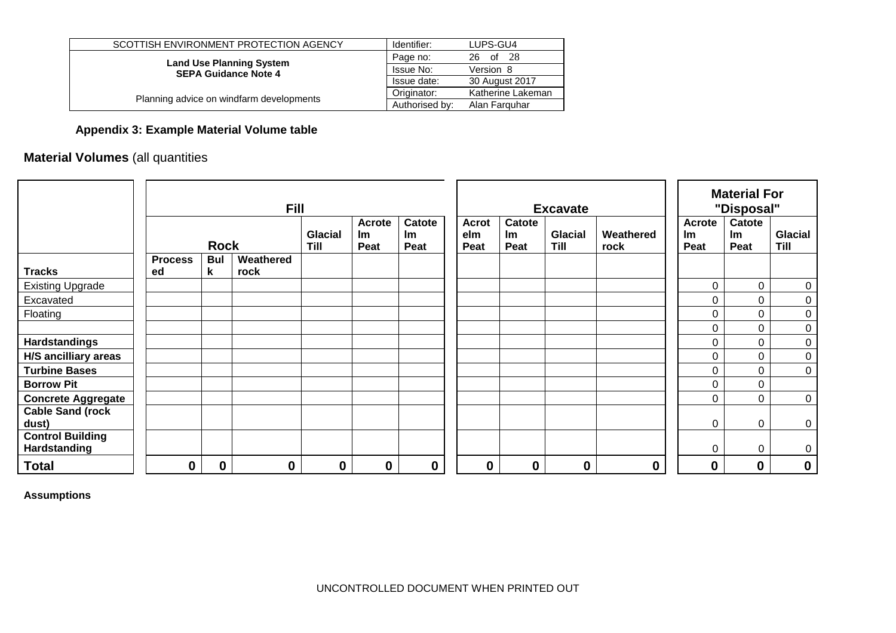## Appendix 3: Example Material Volume table

**Material Volumes** (all quantities

| | Fill | | | | | | Excavate | | | | Material For "Disposal" | | |
|---|---|---|---|---|---|---|---|---|---|---|---|---|---|
| | Rock | | | Glacial Till | Acrotelm Peat | Catotelm Peat | Acrotelm Peat | Catotelm Peat | Glacial Till | Weathered rock | Acrotelm Peat | Catotelm Peat | Glacial Till |
| **Tracks** | **Processed** | **Bulk** | **Weathered rock** | | | | | | | | | | |
| Existing Upgrade | | | | | | | | | | | 0 | 0 | 0 |
| Excavated | | | | | | | | | | | 0 | 0 | 0 |
| Floating | | | | | | | | | | | 0 | 0 | 0 |
| | | | | | | | | | | | 0 | 0 | 0 |
| **Hardstandings** | | | | | | | | | | | 0 | 0 | 0 |
| **H/S ancilliary areas** | | | | | | | | | | | 0 | 0 | 0 |
| **Turbine Bases** | | | | | | | | | | | 0 | 0 | 0 |
| **Borrow Pit** | | | | | | | | | | | 0 | 0 | |
| **Concrete Aggregate** | | | | | | | | | | | 0 | 0 | 0 |
| **Cable Sand (rock dust)** | | | | | | | | | | | 0 | 0 | 0 |
| **Control Building Hardstanding** | | | | | | | | | | | 0 | 0 | 0 |
| **Total** | **0** | **0** | **0** | **0** | **0** | **0** | **0** | **0** | **0** | **0** | **0** | **0** | **0** |

**Assumptions**

UNCONTROLLED DOCUMENT WHEN PRINTED OUT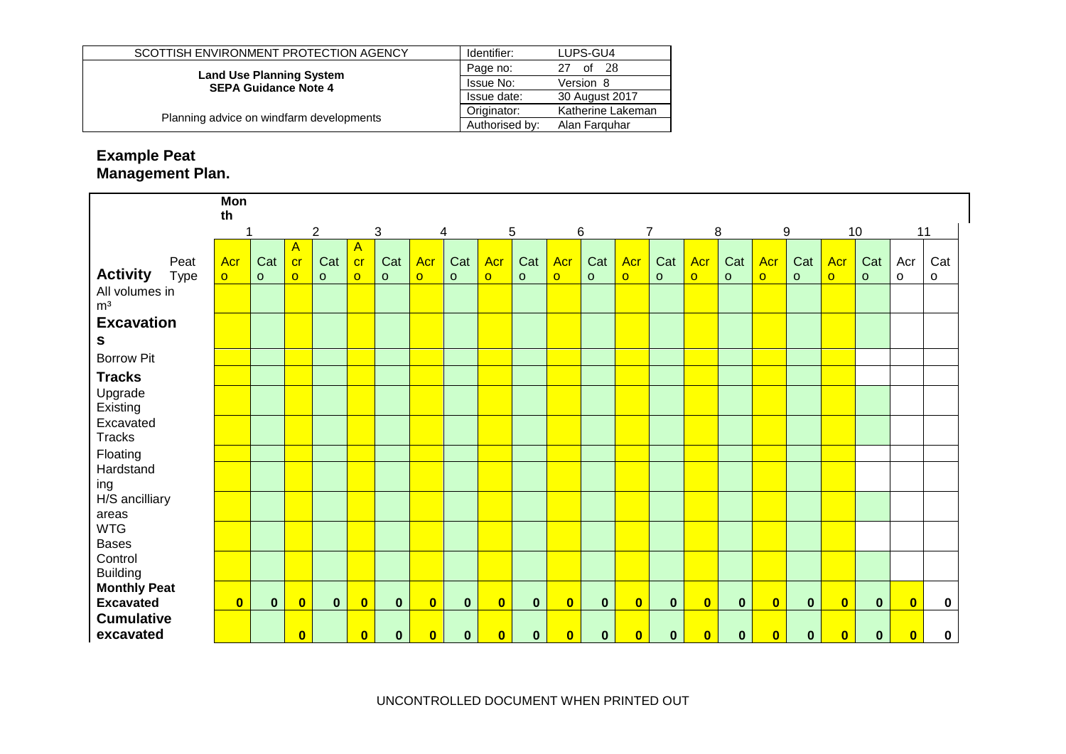## Example Peat Management Plan.

| Activity | Peat Type | Month 1 | | 2 | | 3 | | 4 | | 5 | | 6 | | 7 | | 8 | | 9 | | 10 | | 11 | |
|---|---|---|---|---|---|---|---|---|---|---|---|---|---|---|---|---|---|---|---|---|---|---|---|
| | | Acro | Cato | Acro | Cato | Acro | Cato | Acro | Cato | Acro | Cato | Acro | Cato | Acro | Cato | Acro | Cato | Acro | Cato | Acro | Cato | Acro | Cato |
| All volumes in m³ | | | | | | | | | | | | | | | | | | | | | | | |
| **Excavations** | | | | | | | | | | | | | | | | | | | | | | | |
| Borrow Pit | | | | | | | | | | | | | | | | | | | | | | | |
| **Tracks** | | | | | | | | | | | | | | | | | | | | | | | |
| Upgrade Existing | | | | | | | | | | | | | | | | | | | | | | | |
| Excavated Tracks | | | | | | | | | | | | | | | | | | | | | | | |
| Floating | | | | | | | | | | | | | | | | | | | | | | | |
| Hardstanding | | | | | | | | | | | | | | | | | | | | | | | |
| H/S ancilliary areas | | | | | | | | | | | | | | | | | | | | | | | |
| WTG Bases | | | | | | | | | | | | | | | | | | | | | | | |
| Control Building | | | | | | | | | | | | | | | | | | | | | | | |
| **Monthly Peat Excavated** | | **0** | **0** | **0** | **0** | **0** | **0** | **0** | **0** | **0** | **0** | **0** | **0** | **0** | **0** | **0** | **0** | **0** | **0** | **0** | **0** | **0** | **0** |
| **Cumulative excavated** | | | | **0** | | **0** | **0** | **0** | **0** | **0** | **0** | **0** | **0** | **0** | **0** | **0** | **0** | **0** | **0** | **0** | **0** | **0** | **0** |

UNCONTROLLED DOCUMENT WHEN PRINTED OUT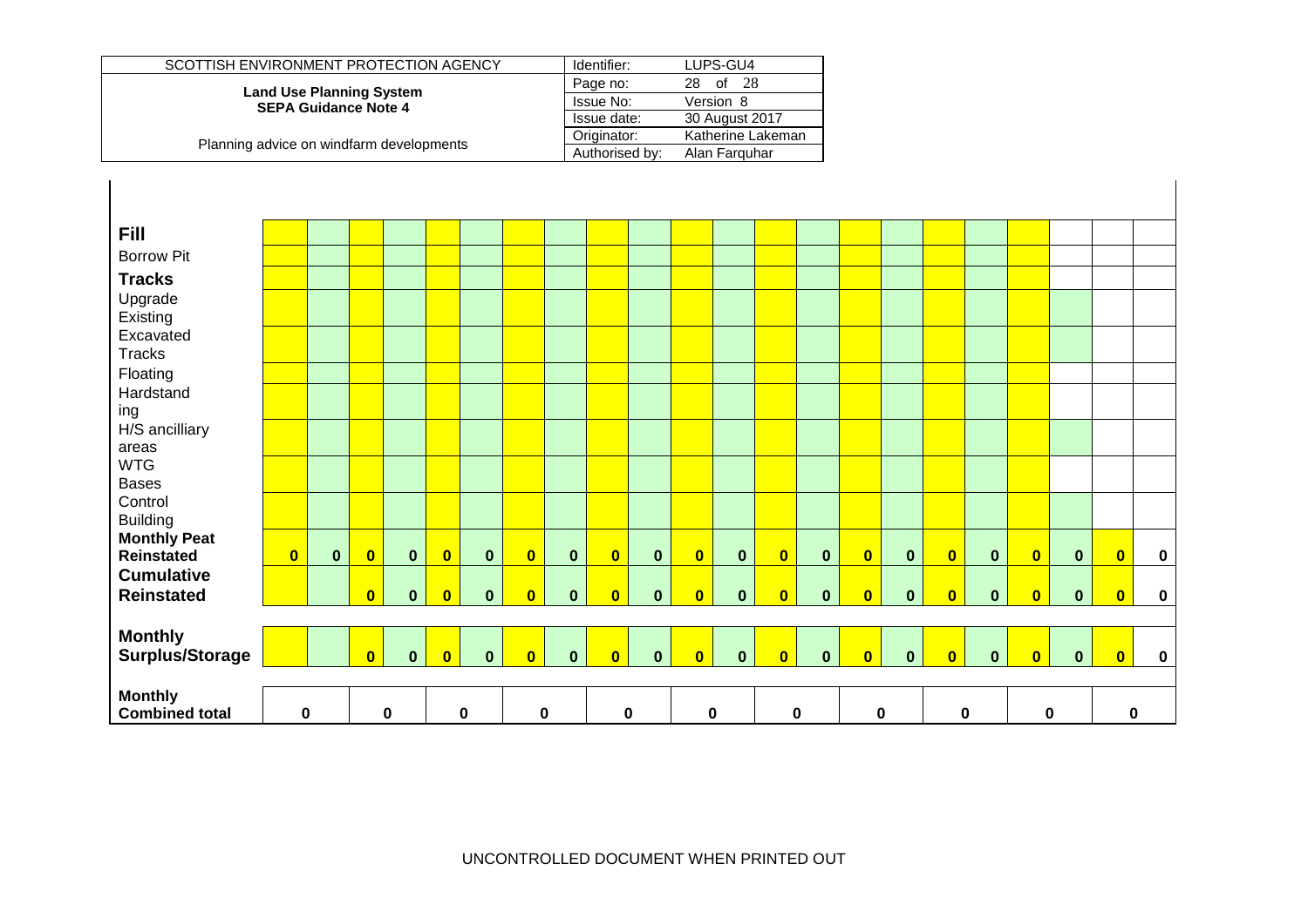| | | | | | | | | | | | | | | | | | | | | | | |
|---|---|---|---|---|---|---|---|---|---|---|---|---|---|---|---|---|---|---|---|---|---|---|
| **Fill** | | | | | | | | | | | | | | | | | | | | | | |
| Borrow Pit | | | | | | | | | | | | | | | | | | | | | | |
| **Tracks** | | | | | | | | | | | | | | | | | | | | | | |
| Upgrade Existing | | | | | | | | | | | | | | | | | | | | | | |
| Excavated Tracks | | | | | | | | | | | | | | | | | | | | | | |
| Floating | | | | | | | | | | | | | | | | | | | | | | |
| Hardstanding | | | | | | | | | | | | | | | | | | | | | | |
| H/S ancilliary areas | | | | | | | | | | | | | | | | | | | | | | |
| WTG Bases | | | | | | | | | | | | | | | | | | | | | | |
| Control Building | | | | | | | | | | | | | | | | | | | | | | |
| **Monthly Peat Reinstated** | **0** | **0** | **0** | **0** | **0** | **0** | **0** | **0** | **0** | **0** | **0** | **0** | **0** | **0** | **0** | **0** | **0** | **0** | **0** | **0** | **0** | **0** |
| **Cumulative Reinstated** | | | **0** | **0** | **0** | **0** | **0** | **0** | **0** | **0** | **0** | **0** | **0** | **0** | **0** | **0** | **0** | **0** | **0** | **0** | **0** | **0** |
| | | | | | | | | | | | | | | | | | | | | | | |
| **Monthly Surplus/Storage** | | | **0** | **0** | **0** | **0** | **0** | **0** | **0** | **0** | **0** | **0** | **0** | **0** | **0** | **0** | **0** | **0** | **0** | **0** | **0** | **0** |
| | | | | | | | | | | | | | | | | | | | | | | |
| **Monthly Combined total** | **0** | | **0** | | **0** | | **0** | | **0** | | **0** | | **0** | | **0** | | **0** | | **0** | | **0** | |